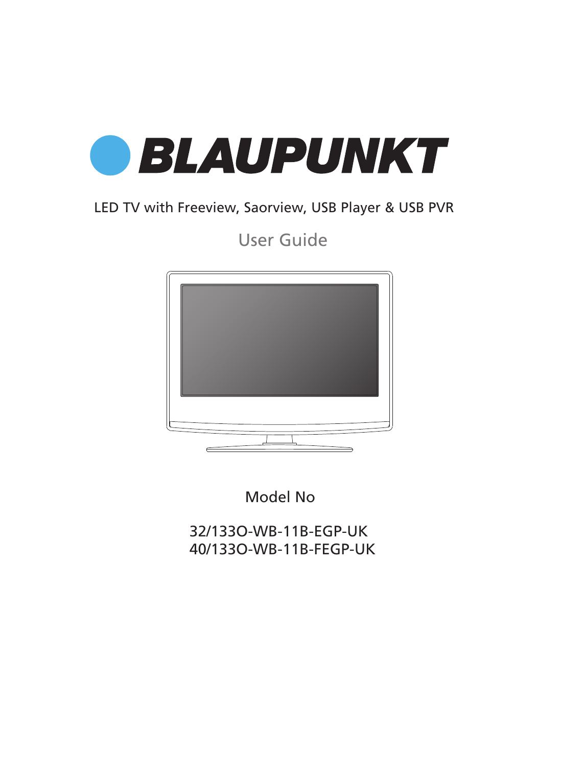# BLAUPUNKT

LED TV with Freeview, Saorview, USB Player & USB PVR

## User Guide

Model No

32/133O-WB-11B-EGP-UK
40/133O-WB-11B-FEGP-UK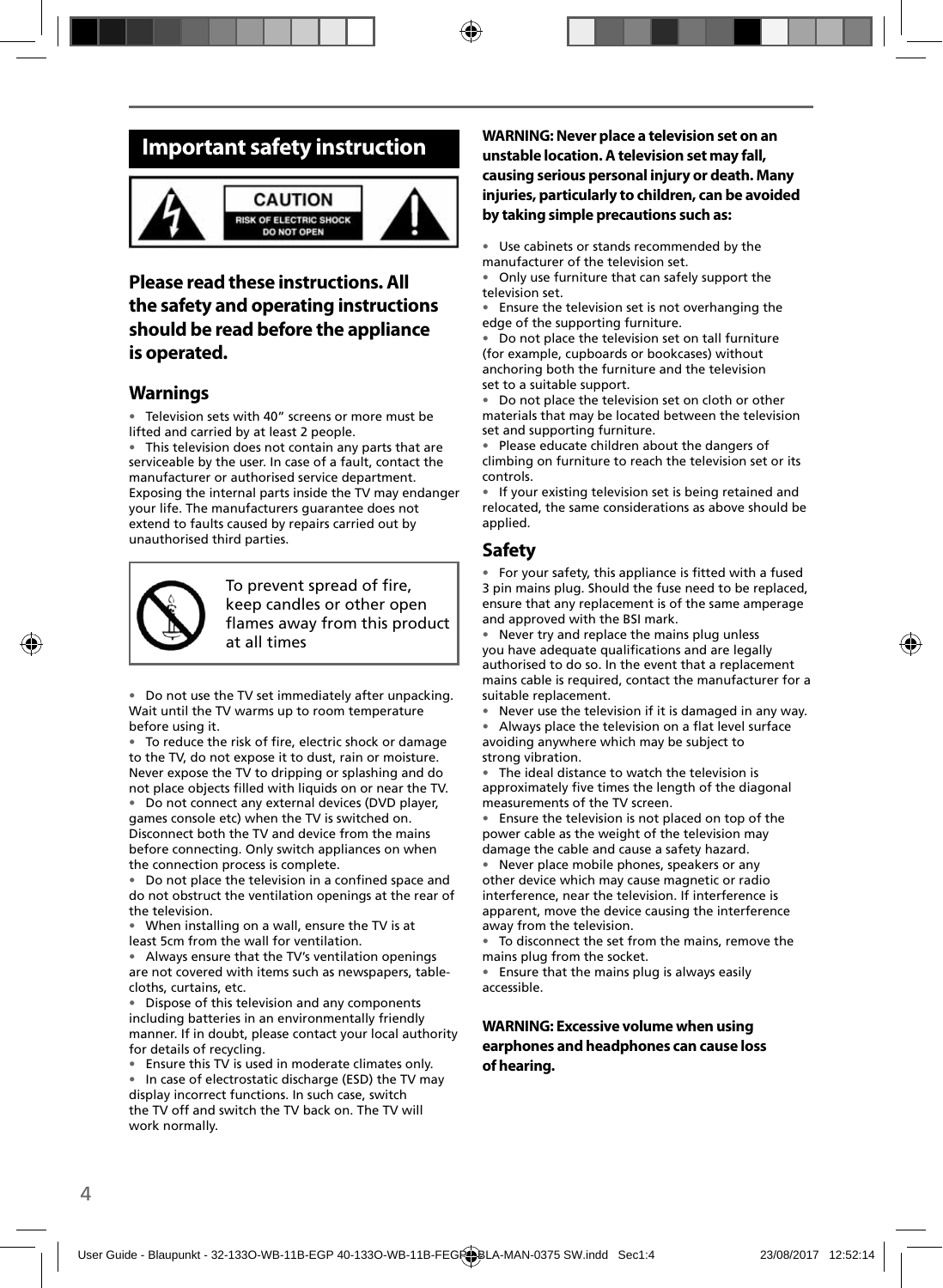## Important safety instruction

CAUTION
RISK OF ELECTRIC SHOCK
DO NOT OPEN

### Please read these instructions. All the safety and operating instructions should be read before the appliance is operated.

### Warnings

- Television sets with 40" screens or more must be lifted and carried by at least 2 people.
- This television does not contain any parts that are serviceable by the user. In case of a fault, contact the manufacturer or authorised service department. Exposing the internal parts inside the TV may endanger your life. The manufacturers guarantee does not extend to faults caused by repairs carried out by unauthorised third parties.

To prevent spread of fire, keep candles or other open flames away from this product at all times

- Do not use the TV set immediately after unpacking. Wait until the TV warms up to room temperature before using it.
- To reduce the risk of fire, electric shock or damage to the TV, do not expose it to dust, rain or moisture. Never expose the TV to dripping or splashing and do not place objects filled with liquids on or near the TV.
- Do not connect any external devices (DVD player, games console etc) when the TV is switched on. Disconnect both the TV and device from the mains before connecting. Only switch appliances on when the connection process is complete.
- Do not place the television in a confined space and do not obstruct the ventilation openings at the rear of the television.
- When installing on a wall, ensure the TV is at least 5cm from the wall for ventilation.
- Always ensure that the TV's ventilation openings are not covered with items such as newspapers, table-cloths, curtains, etc.
- Dispose of this television and any components including batteries in an environmentally friendly manner. If in doubt, please contact your local authority for details of recycling.
- Ensure this TV is used in moderate climates only.
- In case of electrostatic discharge (ESD) the TV may display incorrect functions. In such case, switch the TV off and switch the TV back on. The TV will work normally.

**WARNING: Never place a television set on an unstable location. A television set may fall, causing serious personal injury or death. Many injuries, particularly to children, can be avoided by taking simple precautions such as:**

- Use cabinets or stands recommended by the manufacturer of the television set.
- Only use furniture that can safely support the television set.
- Ensure the television set is not overhanging the edge of the supporting furniture.
- Do not place the television set on tall furniture (for example, cupboards or bookcases) without anchoring both the furniture and the television set to a suitable support.
- Do not place the television set on cloth or other materials that may be located between the television set and supporting furniture.
- Please educate children about the dangers of climbing on furniture to reach the television set or its controls.
- If your existing television set is being retained and relocated, the same considerations as above should be applied.

### Safety

- For your safety, this appliance is fitted with a fused 3 pin mains plug. Should the fuse need to be replaced, ensure that any replacement is of the same amperage and approved with the BSI mark.
- Never try and replace the mains plug unless you have adequate qualifications and are legally authorised to do so. In the event that a replacement mains cable is required, contact the manufacturer for a suitable replacement.
- Never use the television if it is damaged in any way.
- Always place the television on a flat level surface avoiding anywhere which may be subject to strong vibration.
- The ideal distance to watch the television is approximately five times the length of the diagonal measurements of the TV screen.
- Ensure the television is not placed on top of the power cable as the weight of the television may damage the cable and cause a safety hazard.
- Never place mobile phones, speakers or any other device which may cause magnetic or radio interference, near the television. If interference is apparent, move the device causing the interference away from the television.
- To disconnect the set from the mains, remove the mains plug from the socket.
- Ensure that the mains plug is always easily accessible.

**WARNING: Excessive volume when using earphones and headphones can cause loss of hearing.**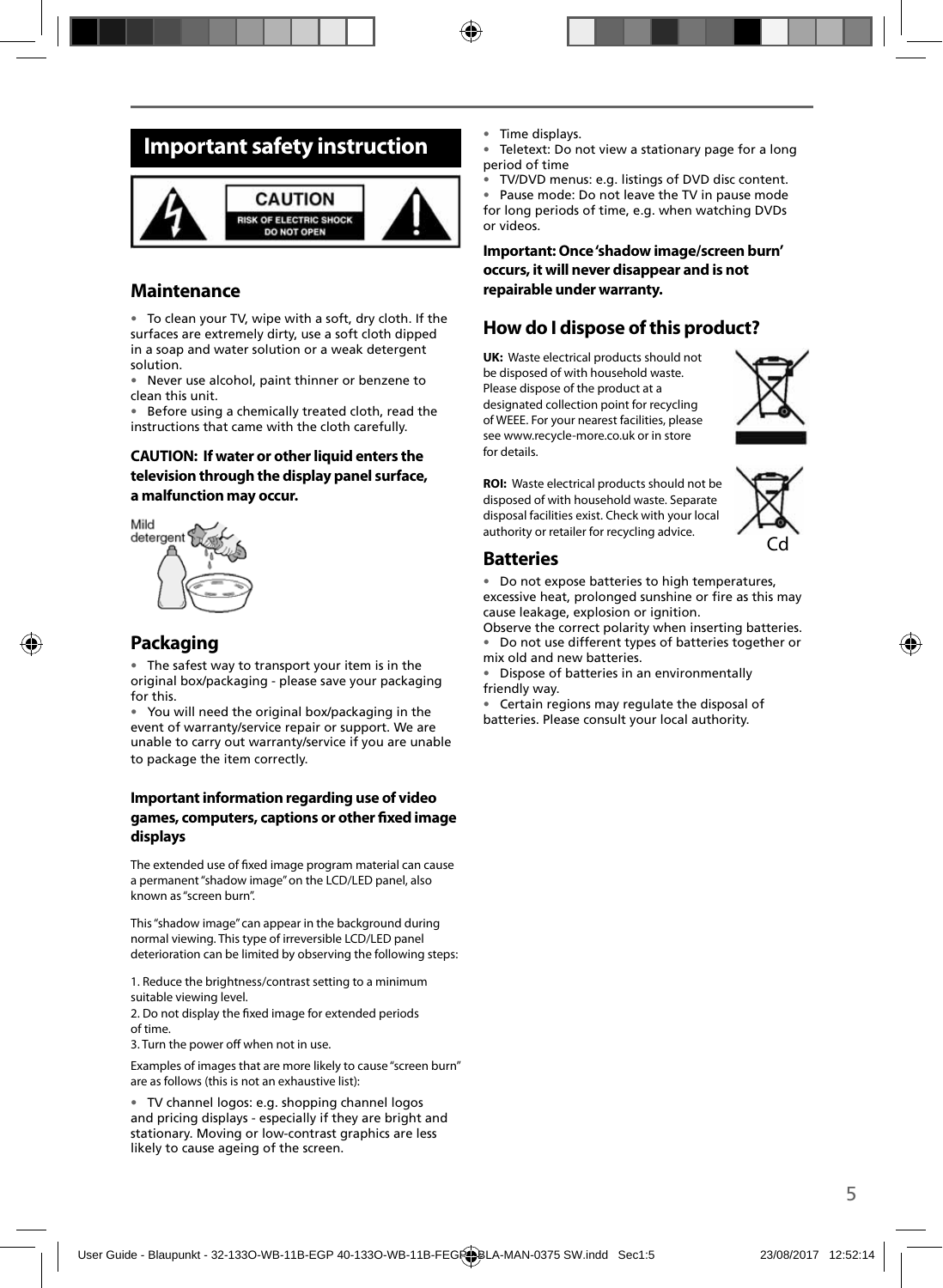## Important safety instruction

CAUTION
RISK OF ELECTRIC SHOCK
DO NOT OPEN

### Maintenance

- To clean your TV, wipe with a soft, dry cloth. If the surfaces are extremely dirty, use a soft cloth dipped in a soap and water solution or a weak detergent solution.
- Never use alcohol, paint thinner or benzene to clean this unit.
- Before using a chemically treated cloth, read the instructions that came with the cloth carefully.

**CAUTION: If water or other liquid enters the television through the display panel surface, a malfunction may occur.**

Mild detergent

### Packaging

- The safest way to transport your item is in the original box/packaging - please save your packaging for this.
- You will need the original box/packaging in the event of warranty/service repair or support. We are unable to carry out warranty/service if you are unable to package the item correctly.

**Important information regarding use of video games, computers, captions or other fixed image displays**

The extended use of fixed image program material can cause a permanent "shadow image" on the LCD/LED panel, also known as "screen burn".

This "shadow image" can appear in the background during normal viewing. This type of irreversible LCD/LED panel deterioration can be limited by observing the following steps:

1. Reduce the brightness/contrast setting to a minimum suitable viewing level.
2. Do not display the fixed image for extended periods of time.
3. Turn the power off when not in use.

Examples of images that are more likely to cause "screen burn" are as follows (this is not an exhaustive list):

- TV channel logos: e.g. shopping channel logos and pricing displays - especially if they are bright and stationary. Moving or low-contrast graphics are less likely to cause ageing of the screen.
- Time displays.
- Teletext: Do not view a stationary page for a long period of time
- TV/DVD menus: e.g. listings of DVD disc content.
- Pause mode: Do not leave the TV in pause mode for long periods of time, e.g. when watching DVDs or videos.

**Important: Once 'shadow image/screen burn' occurs, it will never disappear and is not repairable under warranty.**

### How do I dispose of this product?

**UK:** Waste electrical products should not be disposed of with household waste. Please dispose of the product at a designated collection point for recycling of WEEE. For your nearest facilities, please see www.recycle-more.co.uk or in store for details.

**ROI:** Waste electrical products should not be disposed of with household waste. Separate disposal facilities exist. Check with your local authority or retailer for recycling advice.

Cd

### Batteries

- Do not expose batteries to high temperatures, excessive heat, prolonged sunshine or fire as this may cause leakage, explosion or ignition.

Observe the correct polarity when inserting batteries.

- Do not use different types of batteries together or mix old and new batteries.
- Dispose of batteries in an environmentally friendly way.
- Certain regions may regulate the disposal of batteries. Please consult your local authority.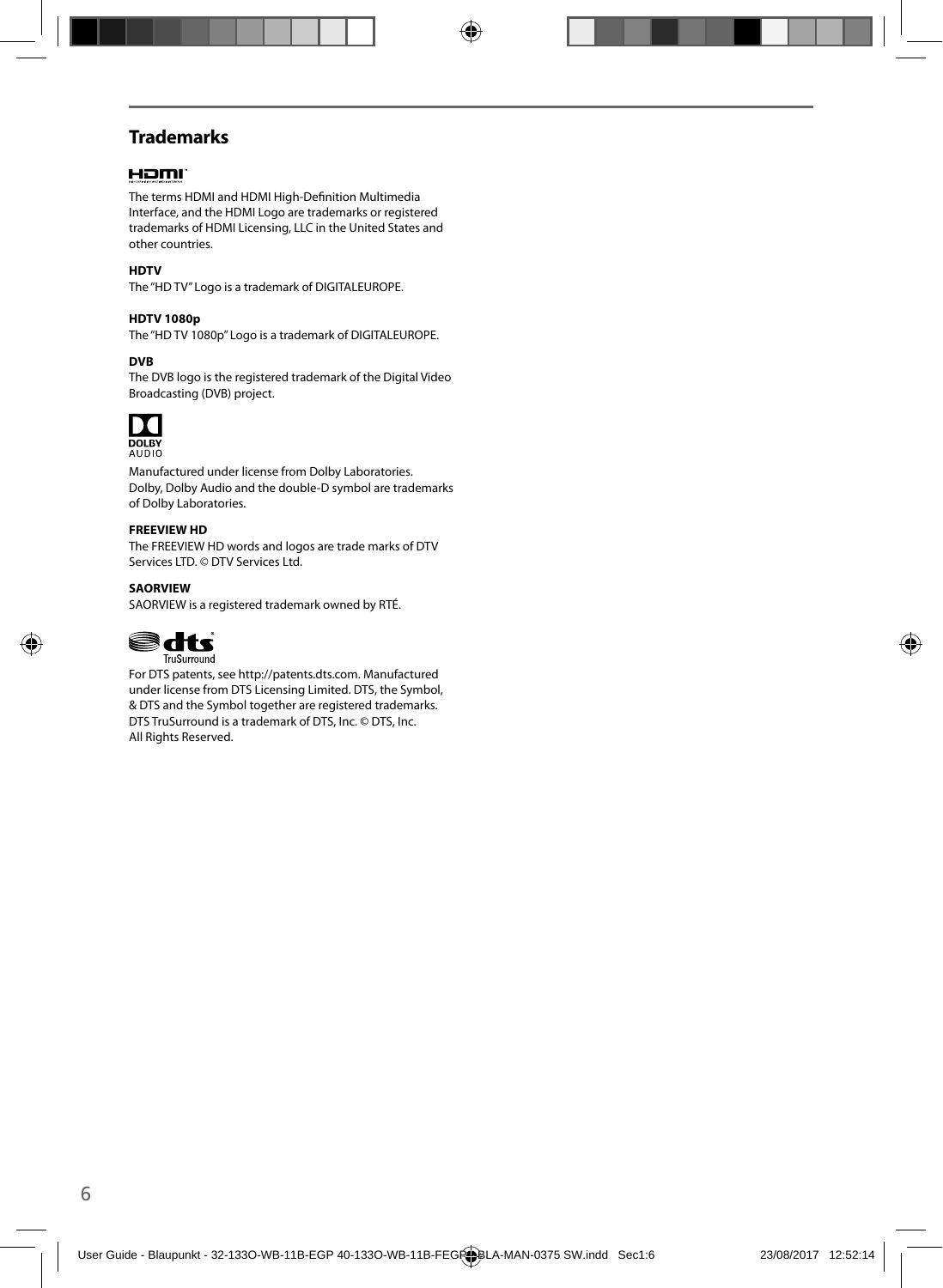## Trademarks

The terms HDMI and HDMI High-Definition Multimedia Interface, and the HDMI Logo are trademarks or registered trademarks of HDMI Licensing, LLC in the United States and other countries.

**HDTV**

The "HD TV" Logo is a trademark of DIGITALEUROPE.

**HDTV 1080p**

The "HD TV 1080p" Logo is a trademark of DIGITALEUROPE.

**DVB**

The DVB logo is the registered trademark of the Digital Video Broadcasting (DVB) project.

Manufactured under license from Dolby Laboratories. Dolby, Dolby Audio and the double-D symbol are trademarks of Dolby Laboratories.

**FREEVIEW HD**

The FREEVIEW HD words and logos are trade marks of DTV Services LTD. © DTV Services Ltd.

**SAORVIEW**

SAORVIEW is a registered trademark owned by RTÉ.

For DTS patents, see http://patents.dts.com. Manufactured under license from DTS Licensing Limited. DTS, the Symbol, & DTS and the Symbol together are registered trademarks. DTS TruSurround is a trademark of DTS, Inc. © DTS, Inc. All Rights Reserved.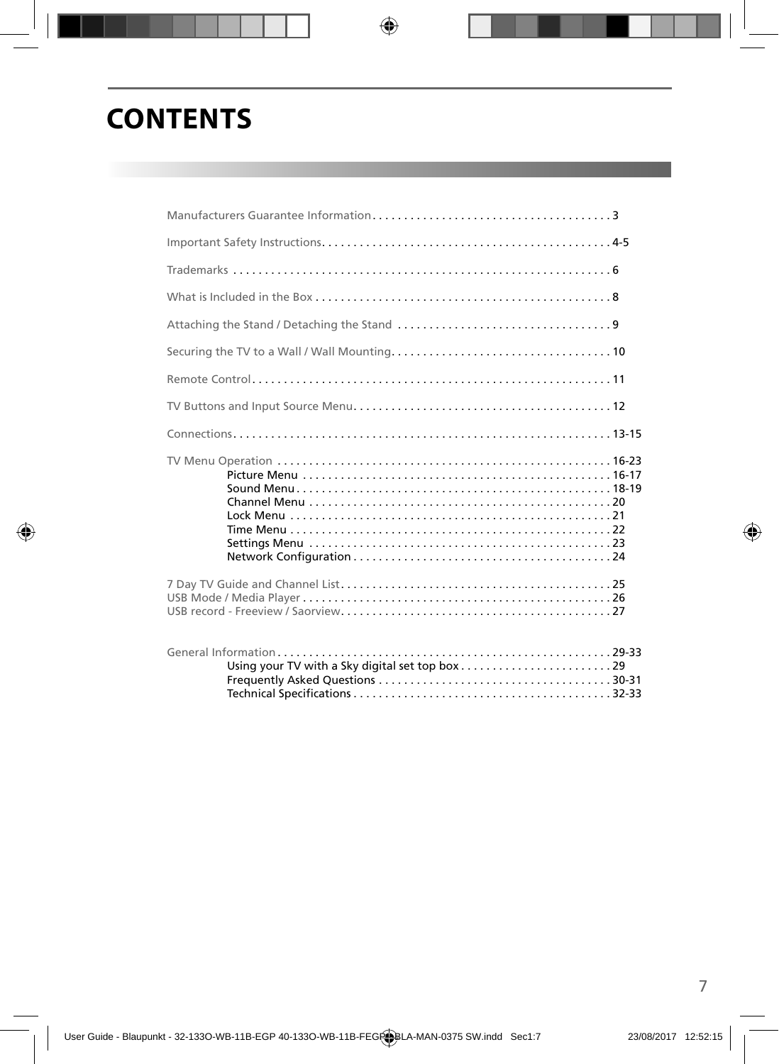# CONTENTS

Manufacturers Guarantee Information . . . . . . . . . . . . . . . . . . . . . . . . . . . . . . . . . . . . . . 3

Important Safety Instructions . . . . . . . . . . . . . . . . . . . . . . . . . . . . . . . . . . . . . . . . . . . . . 4-5

Trademarks . . . . . . . . . . . . . . . . . . . . . . . . . . . . . . . . . . . . . . . . . . . . . . . . . . . . . . . . . . . . 6

What is Included in the Box . . . . . . . . . . . . . . . . . . . . . . . . . . . . . . . . . . . . . . . . . . . . . . . 8

Attaching the Stand / Detaching the Stand . . . . . . . . . . . . . . . . . . . . . . . . . . . . . . . . . . 9

Securing the TV to a Wall / Wall Mounting . . . . . . . . . . . . . . . . . . . . . . . . . . . . . . . . . . . 10

Remote Control . . . . . . . . . . . . . . . . . . . . . . . . . . . . . . . . . . . . . . . . . . . . . . . . . . . . . . . . . 11

TV Buttons and Input Source Menu . . . . . . . . . . . . . . . . . . . . . . . . . . . . . . . . . . . . . . . . . 12

Connections . . . . . . . . . . . . . . . . . . . . . . . . . . . . . . . . . . . . . . . . . . . . . . . . . . . . . . . . . . . . 13-15

TV Menu Operation . . . . . . . . . . . . . . . . . . . . . . . . . . . . . . . . . . . . . . . . . . . . . . . . . . . . . . 16-23
- Picture Menu . . . . . . . . . . . . . . . . . . . . . . . . . . . . . . . . . . . . . . . . . . . . . . . . . . 16-17
- Sound Menu . . . . . . . . . . . . . . . . . . . . . . . . . . . . . . . . . . . . . . . . . . . . . . . . . . . 18-19
- Channel Menu . . . . . . . . . . . . . . . . . . . . . . . . . . . . . . . . . . . . . . . . . . . . . . . . . 20
- Lock Menu . . . . . . . . . . . . . . . . . . . . . . . . . . . . . . . . . . . . . . . . . . . . . . . . . . . . 21
- Time Menu . . . . . . . . . . . . . . . . . . . . . . . . . . . . . . . . . . . . . . . . . . . . . . . . . . . . 22
- Settings Menu . . . . . . . . . . . . . . . . . . . . . . . . . . . . . . . . . . . . . . . . . . . . . . . . . 23
- Network Configuration . . . . . . . . . . . . . . . . . . . . . . . . . . . . . . . . . . . . . . . . . . 24

7 Day TV Guide and Channel List . . . . . . . . . . . . . . . . . . . . . . . . . . . . . . . . . . . . . . . . . . . 25
USB Mode / Media Player . . . . . . . . . . . . . . . . . . . . . . . . . . . . . . . . . . . . . . . . . . . . . . . . . 26
USB record - Freeview / Saorview . . . . . . . . . . . . . . . . . . . . . . . . . . . . . . . . . . . . . . . . . . . 27

General Information . . . . . . . . . . . . . . . . . . . . . . . . . . . . . . . . . . . . . . . . . . . . . . . . . . . . . 29-33
- Using your TV with a Sky digital set top box . . . . . . . . . . . . . . . . . . . . . . . . . 29
- Frequently Asked Questions . . . . . . . . . . . . . . . . . . . . . . . . . . . . . . . . . . . . . . 30-31
- Technical Specifications . . . . . . . . . . . . . . . . . . . . . . . . . . . . . . . . . . . . . . . . . 32-33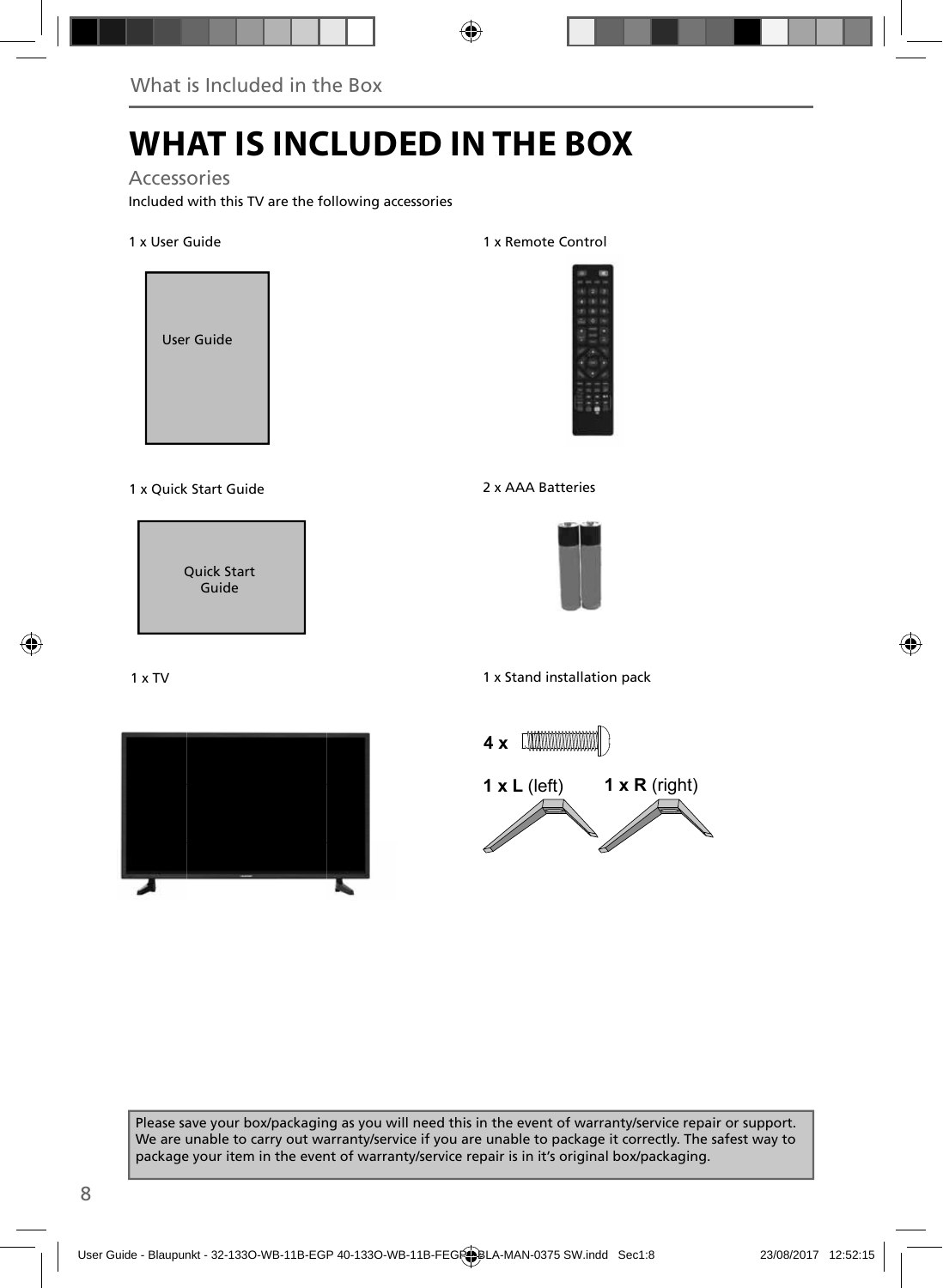# WHAT IS INCLUDED IN THE BOX

## Accessories

Included with this TV are the following accessories

1 x User Guide

User Guide

1 x Remote Control

1 x Quick Start Guide

Quick Start Guide

2 x AAA Batteries

1 x TV

1 x Stand installation pack

**4 x**

**1 x L** (left) **1 x R** (right)

Please save your box/packaging as you will need this in the event of warranty/service repair or support. We are unable to carry out warranty/service if you are unable to package it correctly. The safest way to package your item in the event of warranty/service repair is in it's original box/packaging.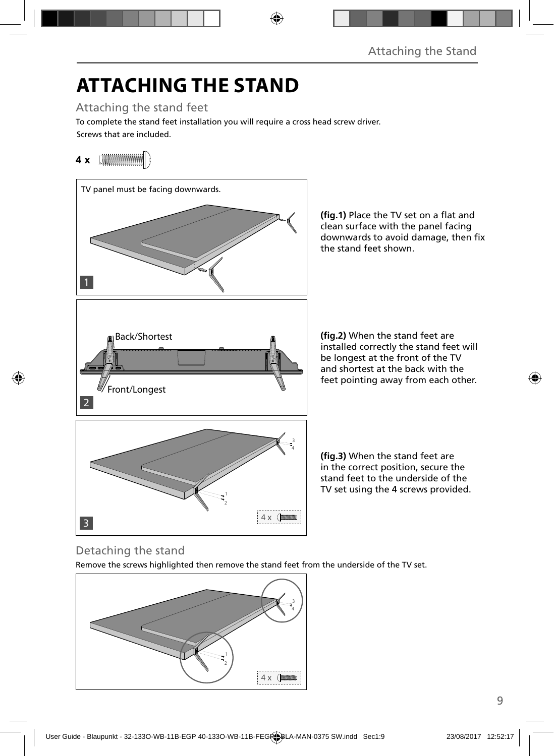# ATTACHING THE STAND

## Attaching the stand feet

To complete the stand feet installation you will require a cross head screw driver.

Screws that are included.

**4 x**

TV panel must be facing downwards.

**(fig.1)** Place the TV set on a flat and clean surface with the panel facing downwards to avoid damage, then fix the stand feet shown.

Back/Shortest

Front/Longest

**(fig.2)** When the stand feet are installed correctly the stand feet will be longest at the front of the TV and shortest at the back with the feet pointing away from each other.

4 x

**(fig.3)** When the stand feet are in the correct position, secure the stand feet to the underside of the TV set using the 4 screws provided.

## Detaching the stand

Remove the screws highlighted then remove the stand feet from the underside of the TV set.

4 x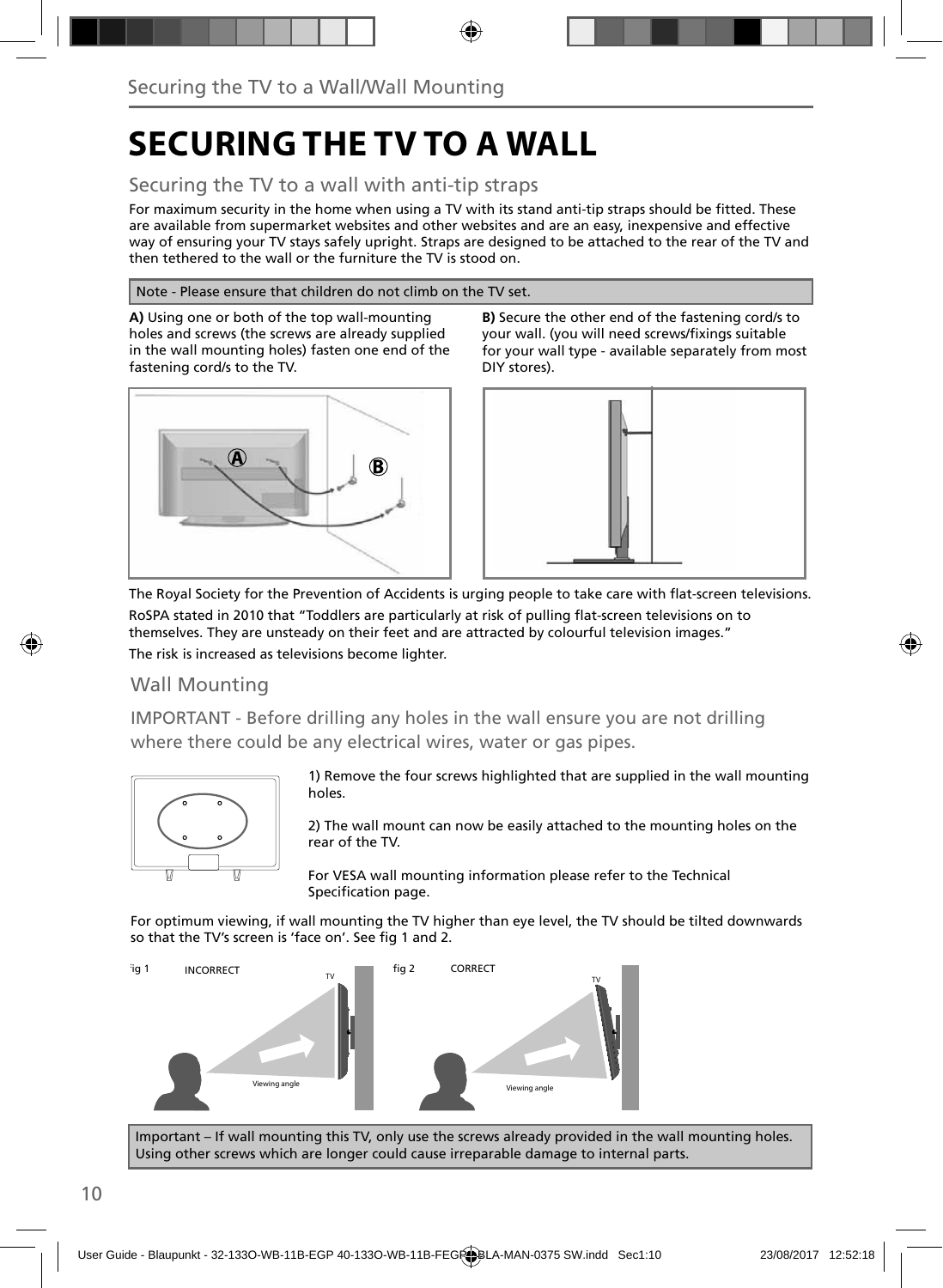# SECURING THE TV TO A WALL

## Securing the TV to a wall with anti-tip straps

For maximum security in the home when using a TV with its stand anti-tip straps should be fitted. These are available from supermarket websites and other websites and are an easy, inexpensive and effective way of ensuring your TV stays safely upright. Straps are designed to be attached to the rear of the TV and then tethered to the wall or the furniture the TV is stood on.

Note - Please ensure that children do not climb on the TV set.

**A)** Using one or both of the top wall-mounting holes and screws (the screws are already supplied in the wall mounting holes) fasten one end of the fastening cord/s to the TV.

**B)** Secure the other end of the fastening cord/s to your wall. (you will need screws/fixings suitable for your wall type - available separately from most DIY stores).

The Royal Society for the Prevention of Accidents is urging people to take care with flat-screen televisions.

RoSPA stated in 2010 that “Toddlers are particularly at risk of pulling flat-screen televisions on to themselves. They are unsteady on their feet and are attracted by colourful television images.”

The risk is increased as televisions become lighter.

## Wall Mounting

IMPORTANT - Before drilling any holes in the wall ensure you are not drilling where there could be any electrical wires, water or gas pipes.

1) Remove the four screws highlighted that are supplied in the wall mounting holes.

2) The wall mount can now be easily attached to the mounting holes on the rear of the TV.

For VESA wall mounting information please refer to the Technical Specification page.

For optimum viewing, if wall mounting the TV higher than eye level, the TV should be tilted downwards so that the TV’s screen is ‘face on’. See fig 1 and 2.

fig 1 INCORRECT

fig 2 CORRECT

Important – If wall mounting this TV, only use the screws already provided in the wall mounting holes. Using other screws which are longer could cause irreparable damage to internal parts.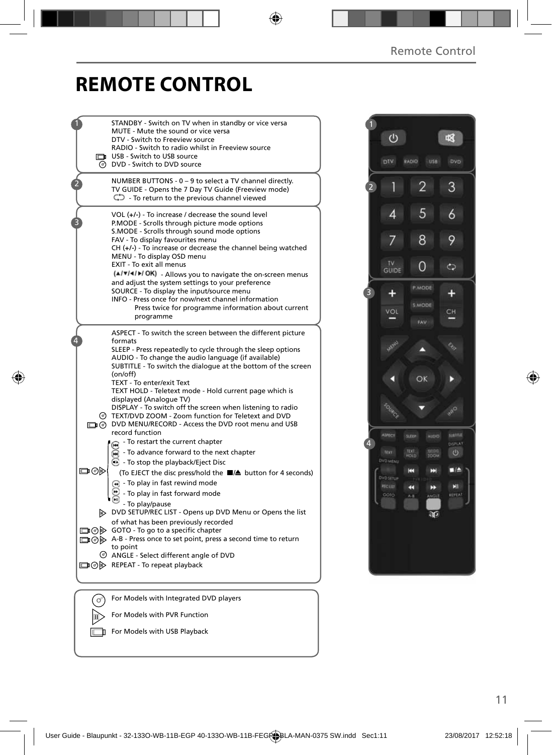# REMOTE CONTROL

**1**

- STANDBY - Switch on TV when in standby or vice versa
- MUTE - Mute the sound or vice versa
- DTV - Switch to Freeview source
- RADIO - Switch to radio whilst in Freeview source
- USB - Switch to USB source
- DVD - Switch to DVD source

**2**

- NUMBER BUTTONS - 0 – 9 to select a TV channel directly.
- TV GUIDE - Opens the 7 Day TV Guide (Freeview mode)
- ⮌ - To return to the previous channel viewed

**3**

- VOL (+/-) - To increase / decrease the sound level
- P.MODE - Scrolls through picture mode options
- S.MODE - Scrolls through sound mode options
- FAV - To display favourites menu
- CH (+/-) - To increase or decrease the channel being watched
- MENU - To display OSD menu
- EXIT - To exit all menus
- (▲/▼/◄/►/ OK) - Allows you to navigate the on-screen menus and adjust the system settings to your preference
- SOURCE - To display the input/source menu
- INFO - Press once for now/next channel information
  Press twice for programme information about current programme

**4**

- ASPECT - To switch the screen between the different picture formats
- SLEEP - Press repeatedly to cycle through the sleep options
- AUDIO - To change the audio language (if available)
- SUBTITLE - To switch the dialogue at the bottom of the screen (on/off)
- TEXT - To enter/exit Text
- TEXT HOLD - Teletext mode - Hold current page which is displayed (Analogue TV)
- DISPLAY - To switch off the screen when listening to radio
- TEXT/DVD ZOOM - Zoom function for Teletext and DVD
- DVD MENU/RECORD - Access the DVD root menu and USB record function
- ⏮ - To restart the current chapter
- ⏭ - To advance forward to the next chapter
- ■⏏ - To stop the playback/Eject Disc
  (To EJECT the disc press/hold the ■/⏏ button for 4 seconds)
- ⏪ - To play in fast rewind mode
- ⏩ - To play in fast forward mode
- ⏯ - To play/pause
- DVD SETUP/REC LIST - Opens up DVD Menu or Opens the list of what has been previously recorded
- GOTO - To go to a specific chapter
- A-B - Press once to set point, press a second time to return to point
- ANGLE - Select different angle of DVD
- REPEAT - To repeat playback

---

- For Models with Integrated DVD players
- For Models with PVR Function
- For Models with USB Playback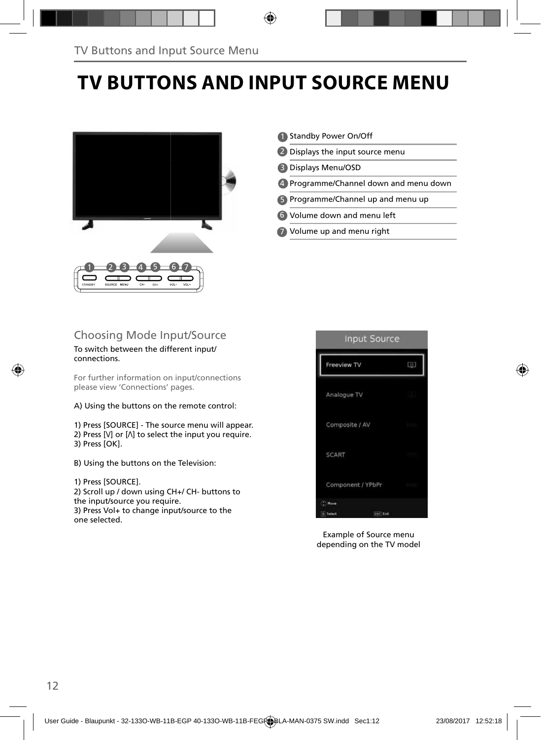# TV BUTTONS AND INPUT SOURCE MENU

1. Standby Power On/Off
2. Displays the input source menu
3. Displays Menu/OSD
4. Programme/Channel down and menu down
5. Programme/Channel up and menu up
6. Volume down and menu left
7. Volume up and menu right

## Choosing Mode Input/Source

To switch between the different input/connections.

For further information on input/connections please view 'Connections' pages.

A) Using the buttons on the remote control:

1) Press [SOURCE] - The source menu will appear.
2) Press [V] or [Λ] to select the input you require.
3) Press [OK].

B) Using the buttons on the Television:

1) Press [SOURCE].
2) Scroll up / down using CH+/ CH- buttons to the input/source you require.
3) Press Vol+ to change input/source to the one selected.

Example of Source menu depending on the TV model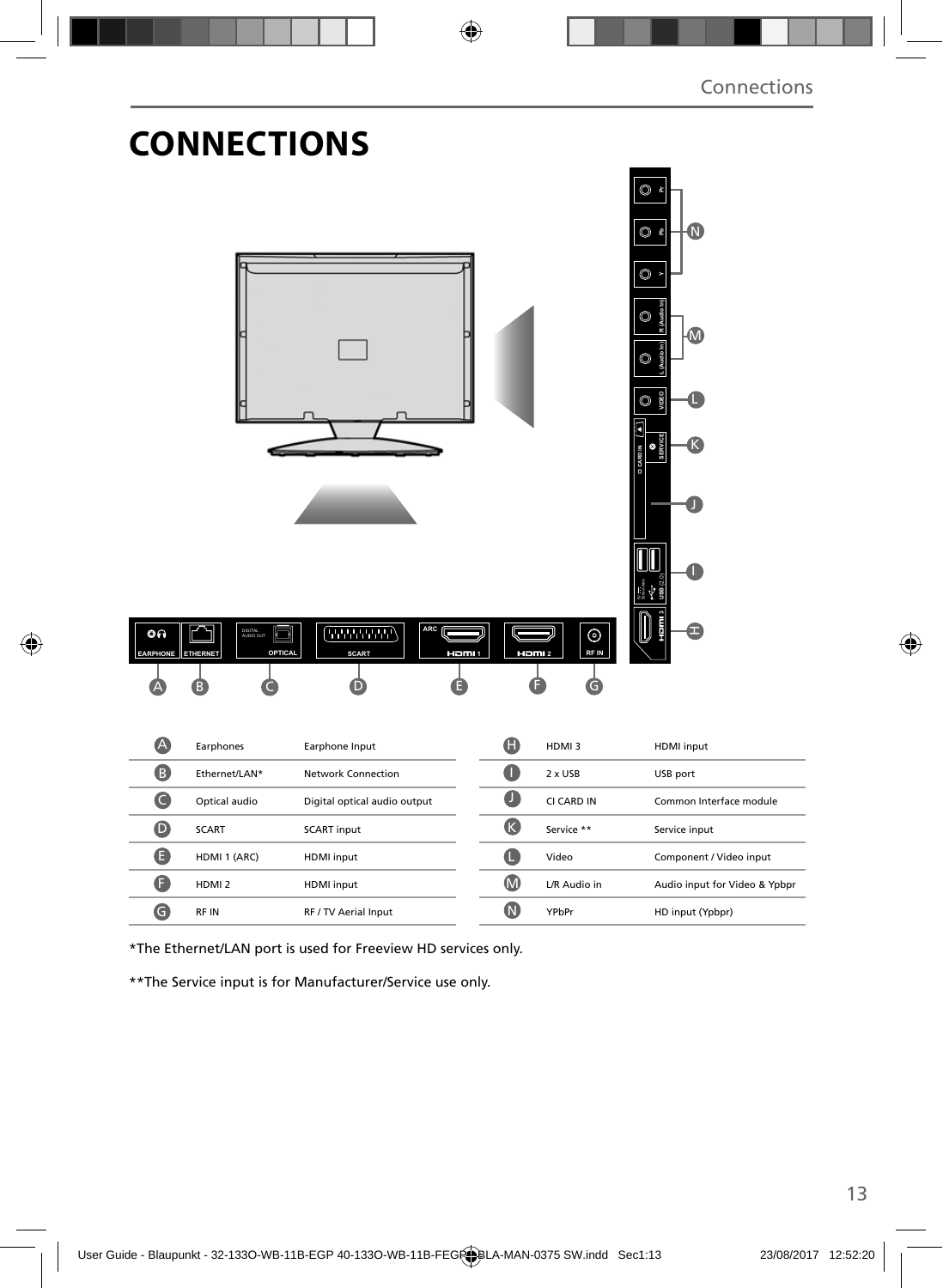# CONNECTIONS

| | | | | | |
|---|---|---|---|---|---|
| A | Earphones | Earphone Input | H | HDMI 3 | HDMI input |
| B | Ethernet/LAN* | Network Connection | I | 2 x USB | USB port |
| C | Optical audio | Digital optical audio output | J | CI CARD IN | Common Interface module |
| D | SCART | SCART input | K | Service ** | Service input |
| E | HDMI 1 (ARC) | HDMI input | L | Video | Component / Video input |
| F | HDMI 2 | HDMI input | M | L/R Audio in | Audio input for Video & Ypbpr |
| G | RF IN | RF / TV Aerial Input | N | YPbPr | HD input (Ypbpr) |

*The Ethernet/LAN port is used for Freeview HD services only.

**The Service input is for Manufacturer/Service use only.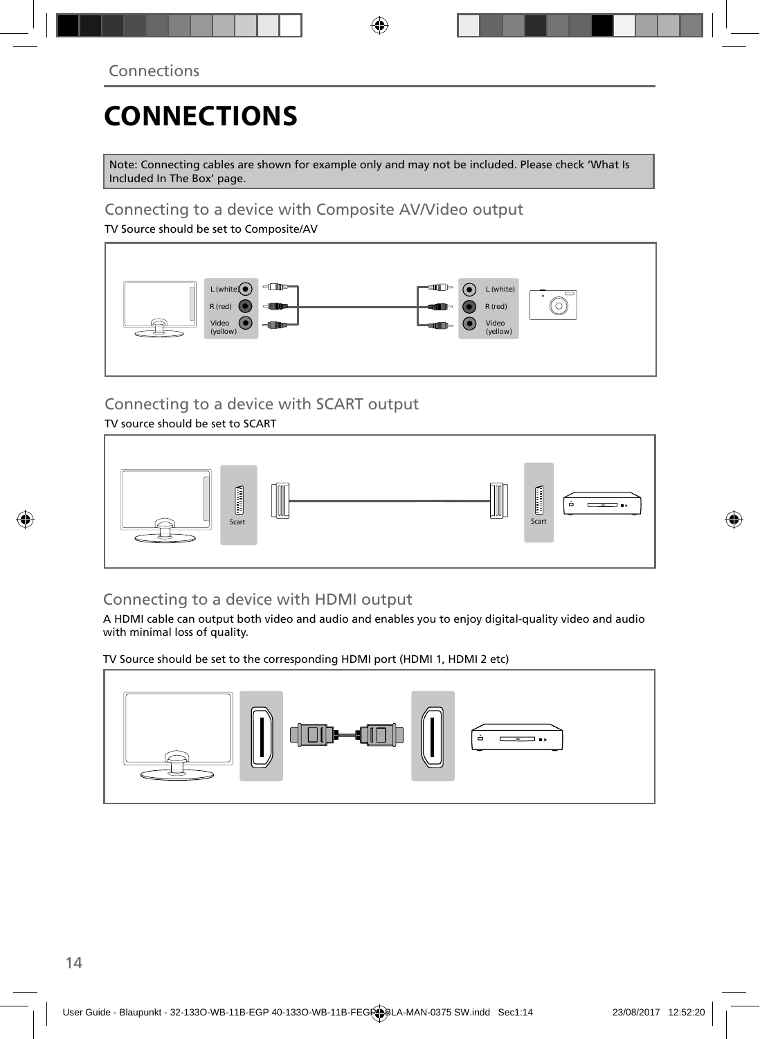# CONNECTIONS

Note: Connecting cables are shown for example only and may not be included. Please check 'What Is Included In The Box' page.

## Connecting to a device with Composite AV/Video output

TV Source should be set to Composite/AV

L (white)
R (red)
Video (yellow)

L (white)
R (red)
Video (yellow)

## Connecting to a device with SCART output

TV source should be set to SCART

Scart

Scart

## Connecting to a device with HDMI output

A HDMI cable can output both video and audio and enables you to enjoy digital-quality video and audio with minimal loss of quality.

TV Source should be set to the corresponding HDMI port (HDMI 1, HDMI 2 etc)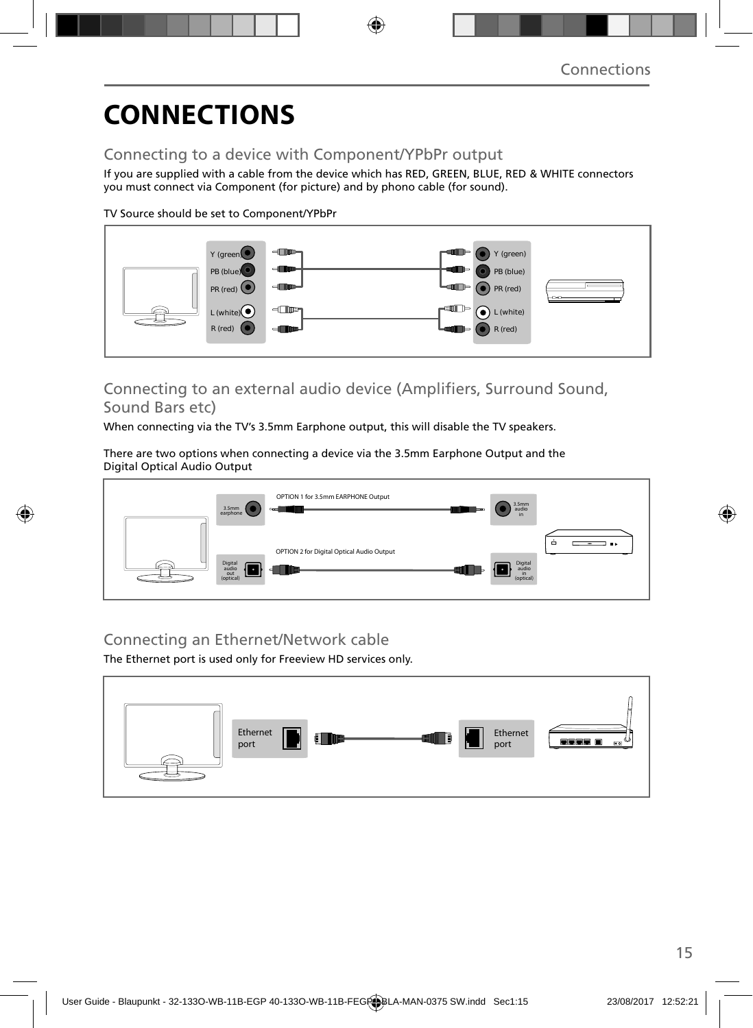# CONNECTIONS

## Connecting to a device with Component/YPbPr output

If you are supplied with a cable from the device which has RED, GREEN, BLUE, RED & WHITE connectors you must connect via Component (for picture) and by phono cable (for sound).

TV Source should be set to Component/YPbPr

Y (green)
PB (blue)
PR (red)
L (white)
R (red)

Y (green)
PB (blue)
PR (red)
L (white)
R (red)

## Connecting to an external audio device (Amplifiers, Surround Sound, Sound Bars etc)

When connecting via the TV's 3.5mm Earphone output, this will disable the TV speakers.

There are two options when connecting a device via the 3.5mm Earphone Output and the Digital Optical Audio Output

3.5mm earphone

OPTION 1 for 3.5mm EARPHONE Output

3.5mm audio in

Digital audio out (optical)

OPTION 2 for Digital Optical Audio Output

Digital audio in (optical)

## Connecting an Ethernet/Network cable

The Ethernet port is used only for Freeview HD services only.

Ethernet port

Ethernet port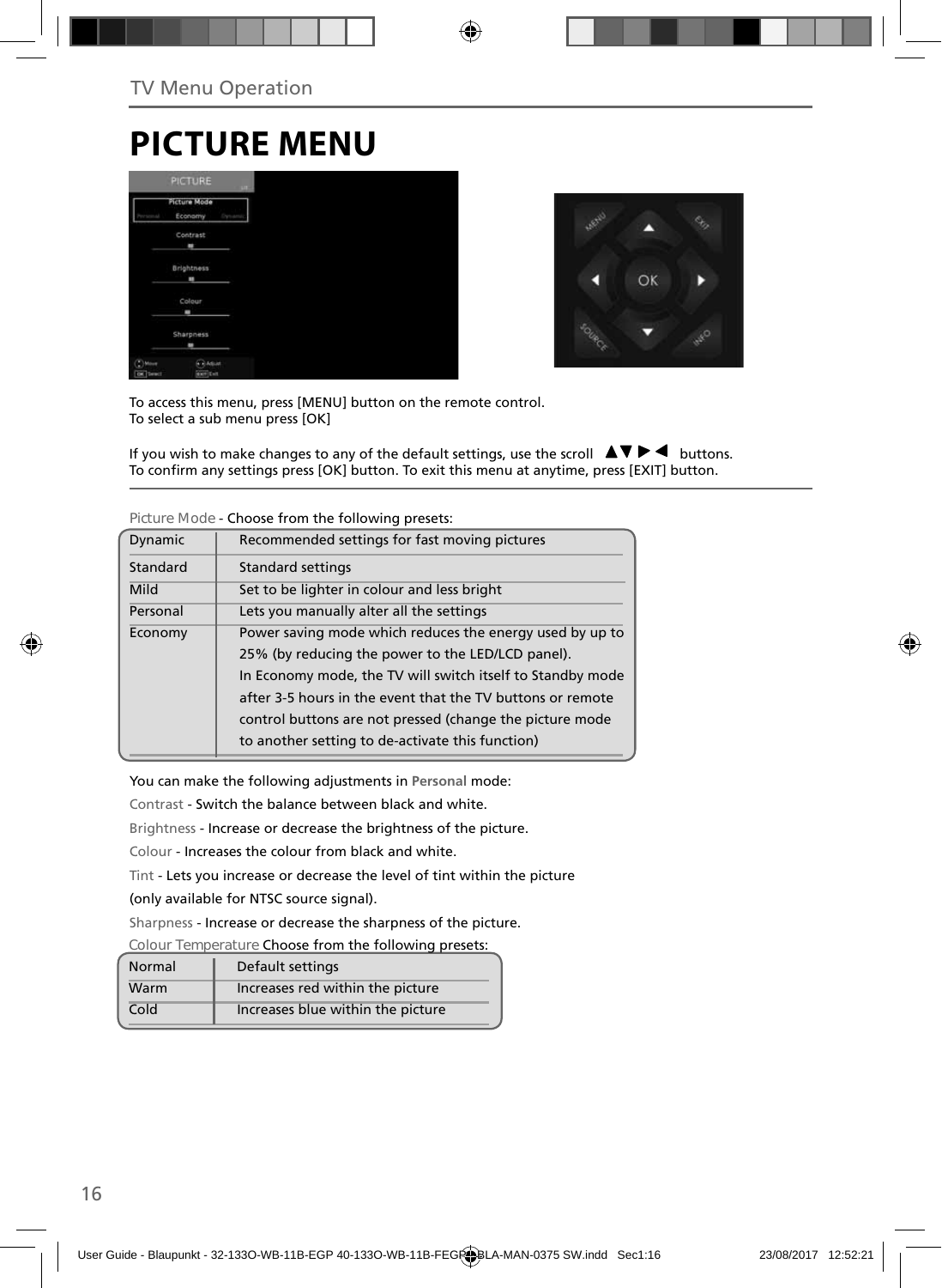# PICTURE MENU

To access this menu, press [MENU] button on the remote control.
To select a sub menu press [OK]

If you wish to make changes to any of the default settings, use the scroll ▲▼▶◀ buttons.
To confirm any settings press [OK] button. To exit this menu at anytime, press [EXIT] button.

Picture Mode - Choose from the following presets:

| | |
|---|---|
| Dynamic | Recommended settings for fast moving pictures |
| Standard | Standard settings |
| Mild | Set to be lighter in colour and less bright |
| Personal | Lets you manually alter all the settings |
| Economy | Power saving mode which reduces the energy used by up to 25% (by reducing the power to the LED/LCD panel). In Economy mode, the TV will switch itself to Standby mode after 3-5 hours in the event that the TV buttons or remote control buttons are not pressed (change the picture mode to another setting to de-activate this function) |

You can make the following adjustments in **Personal** mode:

Contrast - Switch the balance between black and white.

Brightness - Increase or decrease the brightness of the picture.

Colour - Increases the colour from black and white.

Tint - Lets you increase or decrease the level of tint within the picture (only available for NTSC source signal).

Sharpness - Increase or decrease the sharpness of the picture.

Colour Temperature Choose from the following presets:

| | |
|---|---|
| Normal | Default settings |
| Warm | Increases red within the picture |
| Cold | Increases blue within the picture |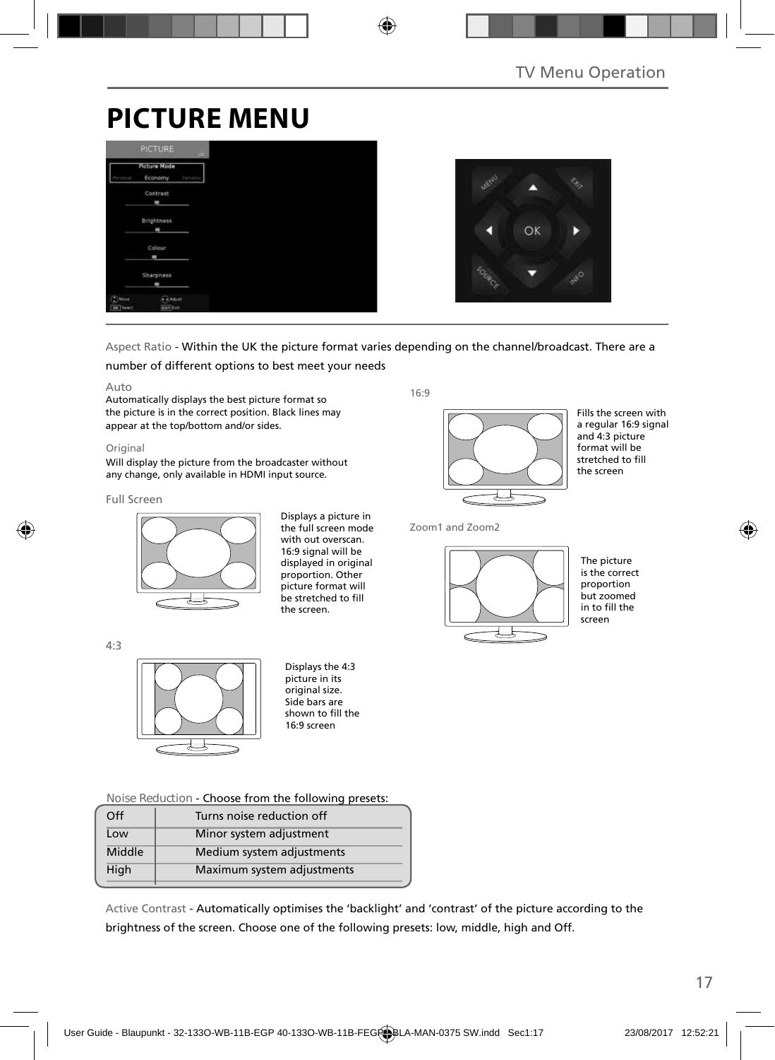# PICTURE MENU

Aspect Ratio - Within the UK the picture format varies depending on the channel/broadcast. There are a number of different options to best meet your needs

**Auto**

Automatically displays the best picture format so the picture is in the correct position. Black lines may appear at the top/bottom and/or sides.

**Original**

Will display the picture from the broadcaster without any change, only available in HDMI input source.

**Full Screen**

Displays a picture in the full screen mode with out overscan. 16:9 signal will be displayed in original proportion. Other picture format will be stretched to fill the screen.

**4:3**

Displays the 4:3 picture in its original size. Side bars are shown to fill the 16:9 screen

**16:9**

Fills the screen with a regular 16:9 signal and 4:3 picture format will be stretched to fill the screen

**Zoom1 and Zoom2**

The picture is the correct proportion but zoomed in to fill the screen

Noise Reduction - Choose from the following presets:

| | |
|---|---|
| Off | Turns noise reduction off |
| Low | Minor system adjustment |
| Middle | Medium system adjustments |
| High | Maximum system adjustments |

Active Contrast - Automatically optimises the 'backlight' and 'contrast' of the picture according to the brightness of the screen. Choose one of the following presets: low, middle, high and Off.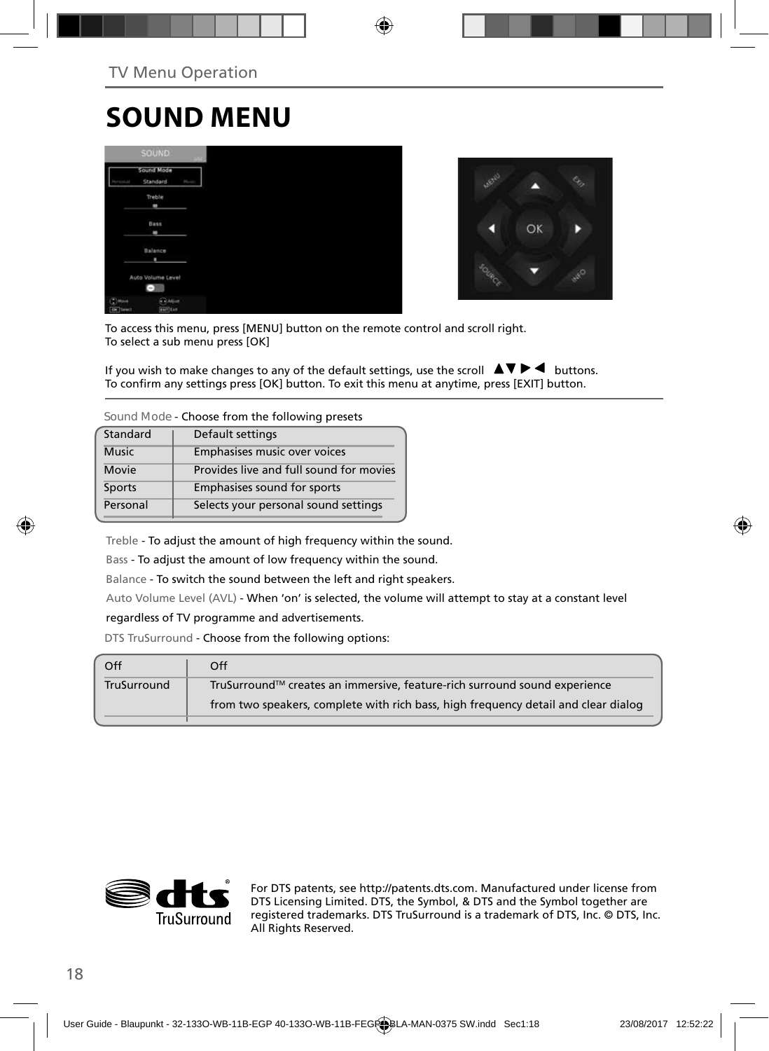TV Menu Operation

# SOUND MENU

To access this menu, press [MENU] button on the remote control and scroll right.
To select a sub menu press [OK]

If you wish to make changes to any of the default settings, use the scroll ▲▼▶◀ buttons.
To confirm any settings press [OK] button. To exit this menu at anytime, press [EXIT] button.

Sound Mode - Choose from the following presets

| | |
|---|---|
| Standard | Default settings |
| Music | Emphasises music over voices |
| Movie | Provides live and full sound for movies |
| Sports | Emphasises sound for sports |
| Personal | Selects your personal sound settings |

Treble - To adjust the amount of high frequency within the sound.

Bass - To adjust the amount of low frequency within the sound.

Balance - To switch the sound between the left and right speakers.

Auto Volume Level (AVL) - When 'on' is selected, the volume will attempt to stay at a constant level regardless of TV programme and advertisements.

DTS TruSurround - Choose from the following options:

| | |
|---|---|
| Off | Off |
| TruSurround | TruSurround™ creates an immersive, feature-rich surround sound experience from two speakers, complete with rich bass, high frequency detail and clear dialog |

For DTS patents, see http://patents.dts.com. Manufactured under license from DTS Licensing Limited. DTS, the Symbol, & DTS and the Symbol together are registered trademarks. DTS TruSurround is a trademark of DTS, Inc. © DTS, Inc. All Rights Reserved.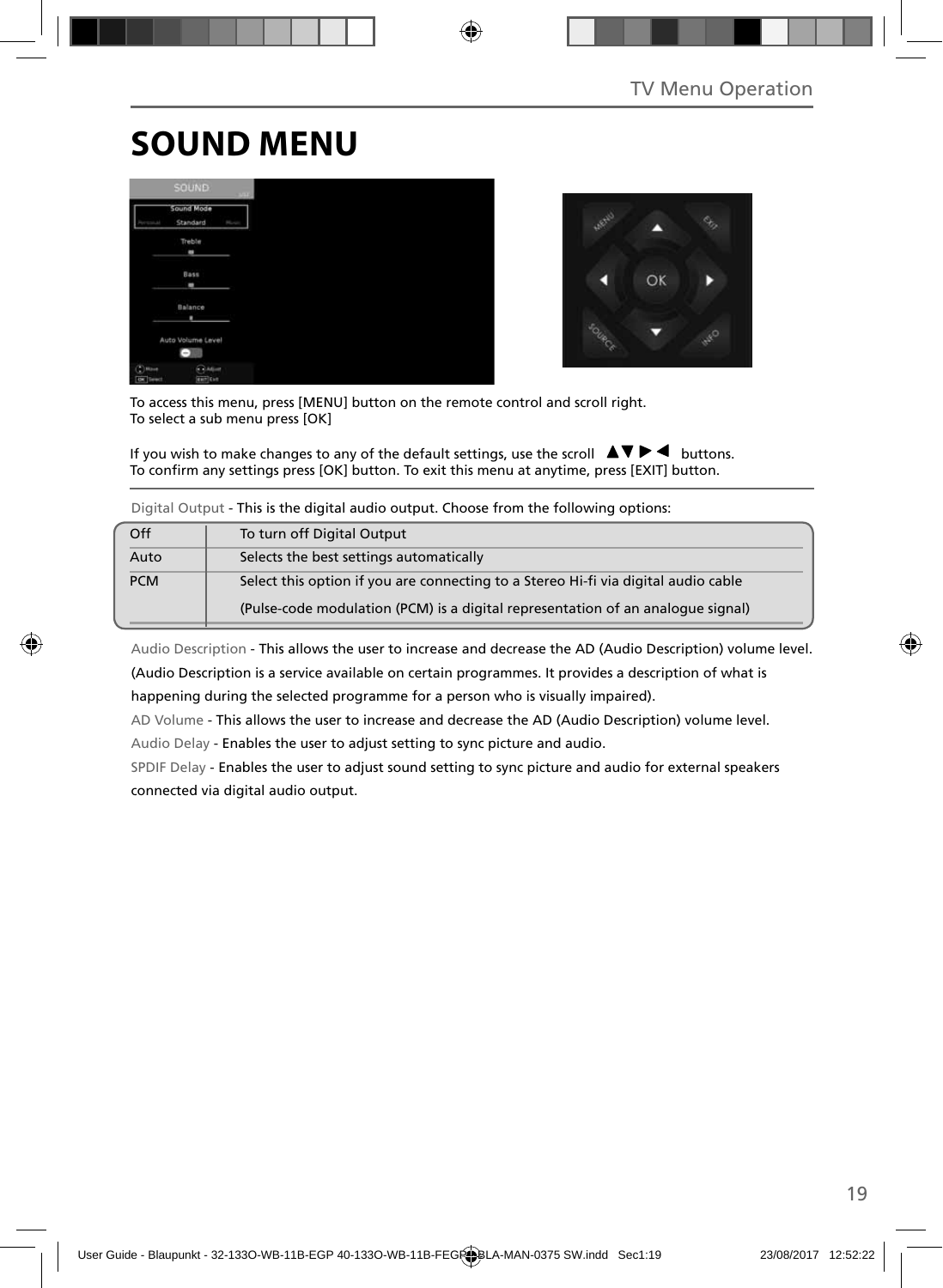## SOUND MENU

To access this menu, press [MENU] button on the remote control and scroll right.
To select a sub menu press [OK]

If you wish to make changes to any of the default settings, use the scroll ▲▼▶◀ buttons.
To confirm any settings press [OK] button. To exit this menu at anytime, press [EXIT] button.

Digital Output - This is the digital audio output. Choose from the following options:

| Off | To turn off Digital Output |
| --- | --- |
| Auto | Selects the best settings automatically |
| PCM | Select this option if you are connecting to a Stereo Hi-fi via digital audio cable (Pulse-code modulation (PCM) is a digital representation of an analogue signal) |

Audio Description - This allows the user to increase and decrease the AD (Audio Description) volume level. (Audio Description is a service available on certain programmes. It provides a description of what is happening during the selected programme for a person who is visually impaired).

AD Volume - This allows the user to increase and decrease the AD (Audio Description) volume level.

Audio Delay - Enables the user to adjust setting to sync picture and audio.

SPDIF Delay - Enables the user to adjust sound setting to sync picture and audio for external speakers connected via digital audio output.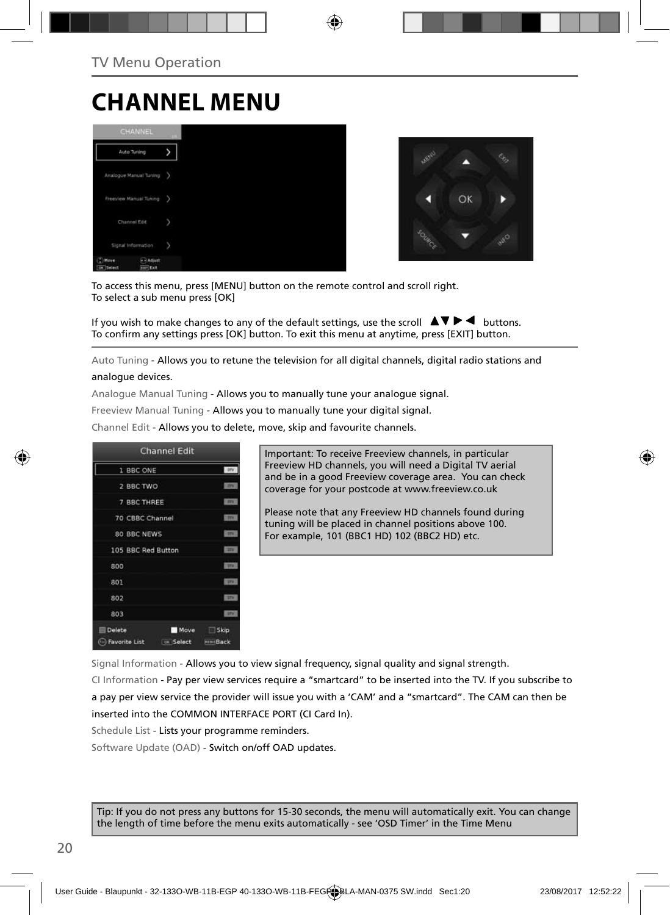# CHANNEL MENU

To access this menu, press [MENU] button on the remote control and scroll right.
To select a sub menu press [OK]

If you wish to make changes to any of the default settings, use the scroll ▲▼▶◀ buttons.
To confirm any settings press [OK] button. To exit this menu at anytime, press [EXIT] button.

Auto Tuning - Allows you to retune the television for all digital channels, digital radio stations and analogue devices.

Analogue Manual Tuning - Allows you to manually tune your analogue signal.

Freeview Manual Tuning - Allows you to manually tune your digital signal.

Channel Edit - Allows you to delete, move, skip and favourite channels.

Important: To receive Freeview channels, in particular Freeview HD channels, you will need a Digital TV aerial and be in a good Freeview coverage area. You can check coverage for your postcode at www.freeview.co.uk

Please note that any Freeview HD channels found during tuning will be placed in channel positions above 100. For example, 101 (BBC1 HD) 102 (BBC2 HD) etc.

Signal Information - Allows you to view signal frequency, signal quality and signal strength.

CI Information - Pay per view services require a “smartcard” to be inserted into the TV. If you subscribe to a pay per view service the provider will issue you with a ‘CAM’ and a “smartcard”. The CAM can then be inserted into the COMMON INTERFACE PORT (CI Card In).

Schedule List - Lists your programme reminders.

Software Update (OAD) - Switch on/off OAD updates.

Tip: If you do not press any buttons for 15-30 seconds, the menu will automatically exit. You can change the length of time before the menu exits automatically - see ‘OSD Timer’ in the Time Menu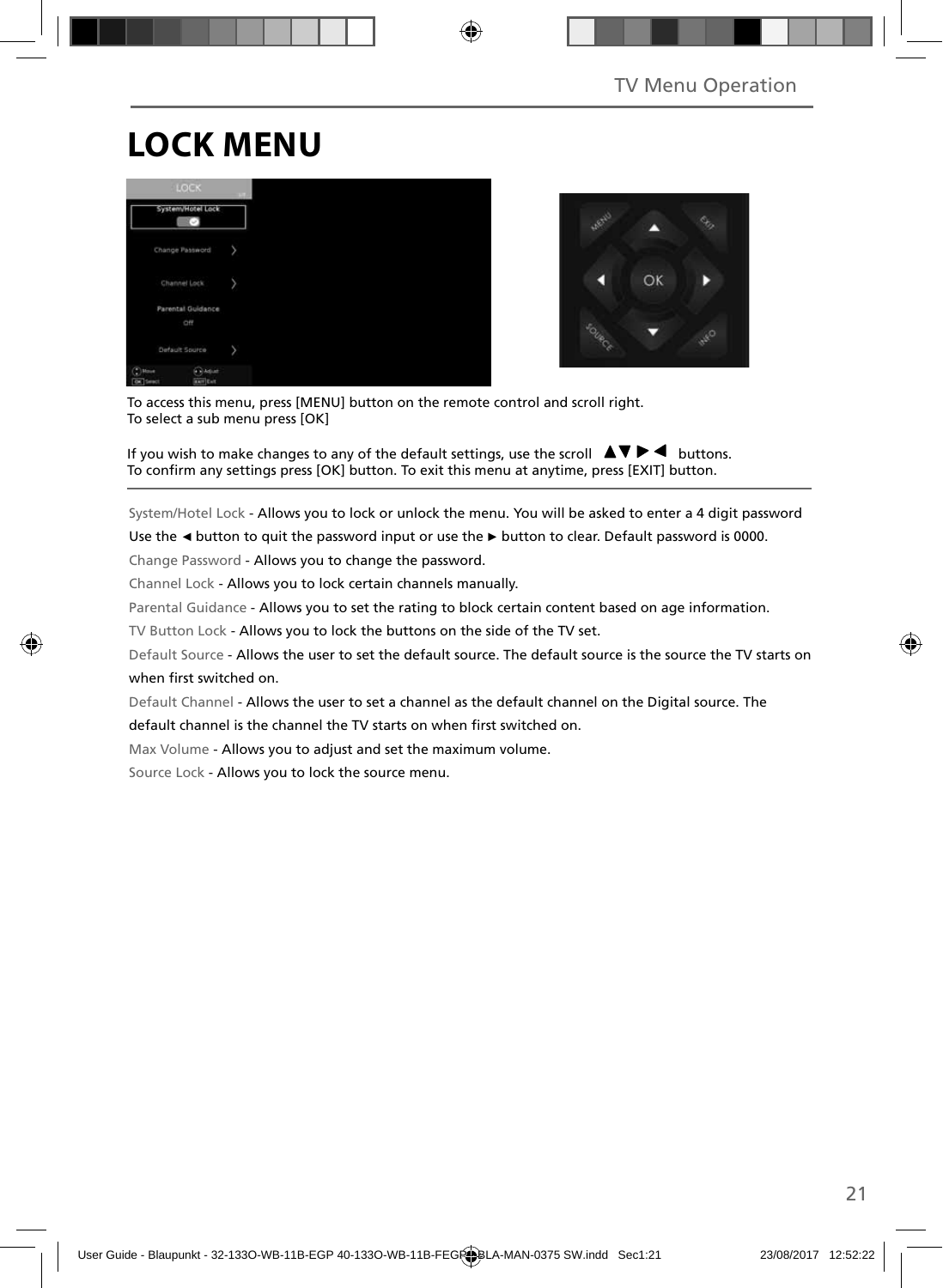# LOCK MENU

To access this menu, press [MENU] button on the remote control and scroll right.
To select a sub menu press [OK]

If you wish to make changes to any of the default settings, use the scroll ▲▼▶◀ buttons.
To confirm any settings press [OK] button. To exit this menu at anytime, press [EXIT] button.

System/Hotel Lock - Allows you to lock or unlock the menu. You will be asked to enter a 4 digit password Use the ◄ button to quit the password input or use the ► button to clear. Default password is 0000.

Change Password - Allows you to change the password.

Channel Lock - Allows you to lock certain channels manually.

Parental Guidance - Allows you to set the rating to block certain content based on age information.

TV Button Lock - Allows you to lock the buttons on the side of the TV set.

Default Source - Allows the user to set the default source. The default source is the source the TV starts on when first switched on.

Default Channel - Allows the user to set a channel as the default channel on the Digital source. The default channel is the channel the TV starts on when first switched on.

Max Volume - Allows you to adjust and set the maximum volume.

Source Lock - Allows you to lock the source menu.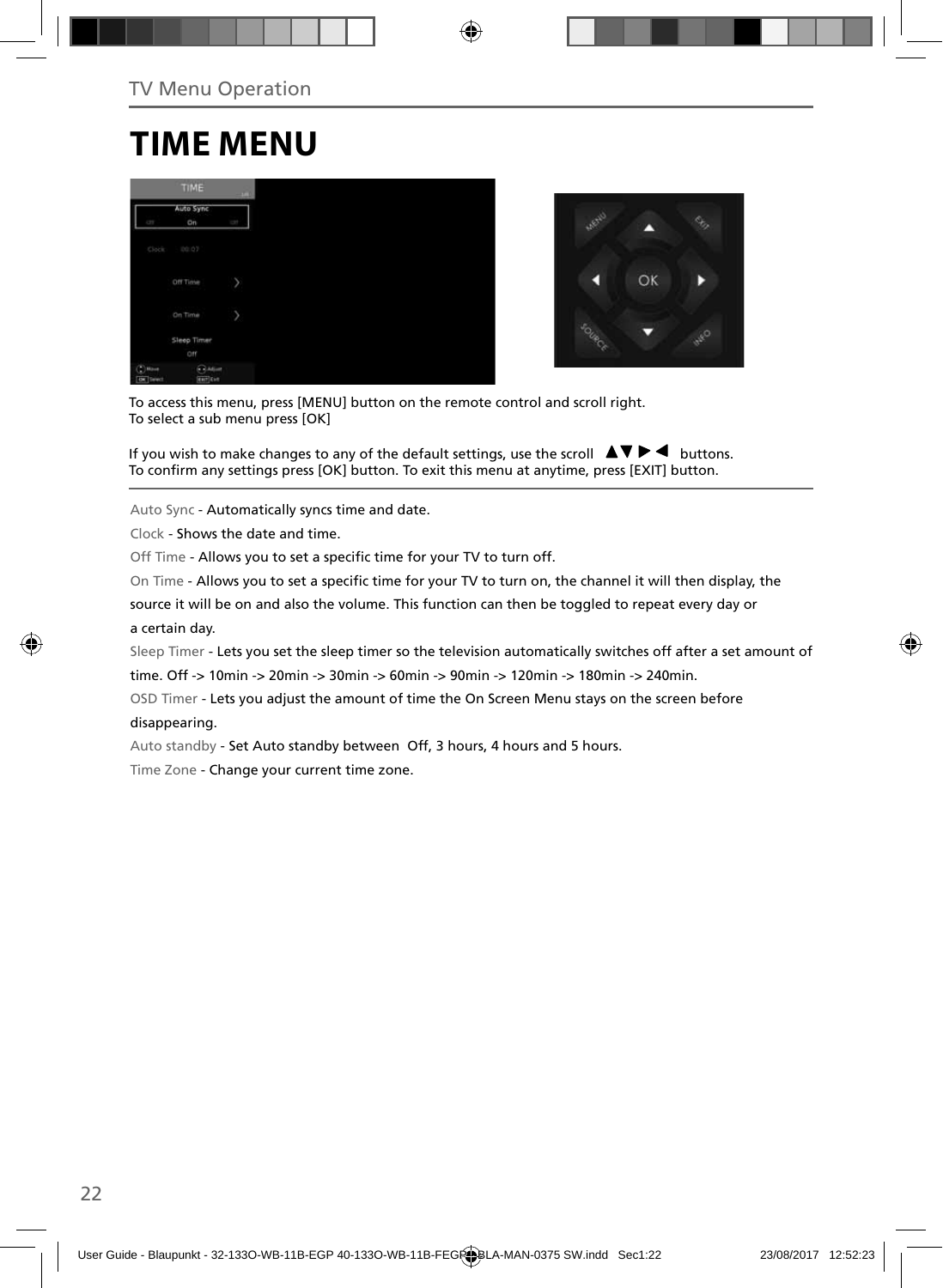TV Menu Operation

# TIME MENU

To access this menu, press [MENU] button on the remote control and scroll right.
To select a sub menu press [OK]

If you wish to make changes to any of the default settings, use the scroll ▲▼▶◀ buttons.
To confirm any settings press [OK] button. To exit this menu at anytime, press [EXIT] button.

Auto Sync - Automatically syncs time and date.

Clock - Shows the date and time.

Off Time - Allows you to set a specific time for your TV to turn off.

On Time - Allows you to set a specific time for your TV to turn on, the channel it will then display, the source it will be on and also the volume. This function can then be toggled to repeat every day or a certain day.

Sleep Timer - Lets you set the sleep timer so the television automatically switches off after a set amount of time. Off -> 10min -> 20min -> 30min -> 60min -> 90min -> 120min -> 180min -> 240min.

OSD Timer - Lets you adjust the amount of time the On Screen Menu stays on the screen before disappearing.

Auto standby - Set Auto standby between Off, 3 hours, 4 hours and 5 hours.

Time Zone - Change your current time zone.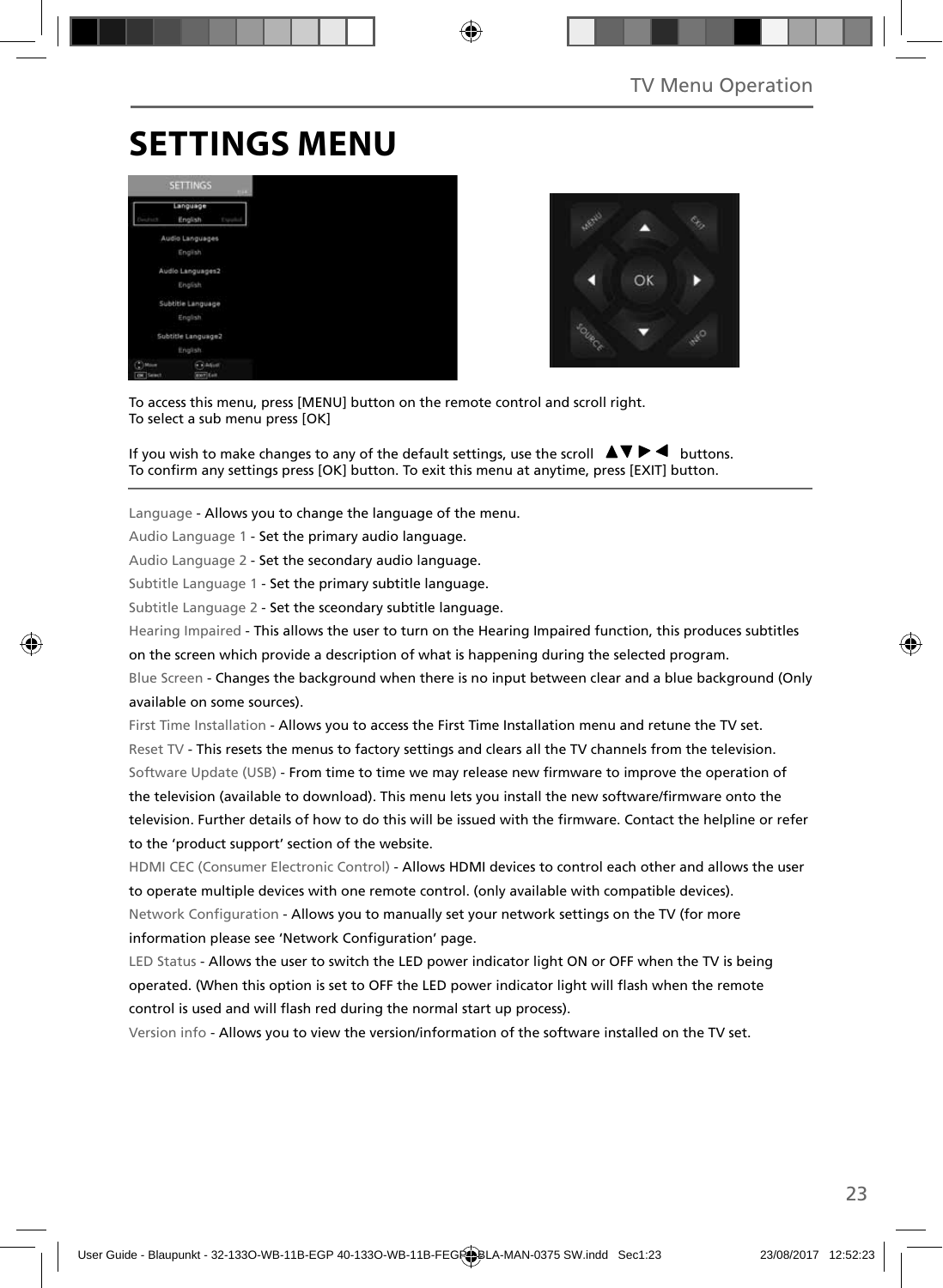# SETTINGS MENU

To access this menu, press [MENU] button on the remote control and scroll right.
To select a sub menu press [OK]

If you wish to make changes to any of the default settings, use the scroll ▲▼▶◀ buttons.
To confirm any settings press [OK] button. To exit this menu at anytime, press [EXIT] button.

Language - Allows you to change the language of the menu.

Audio Language 1 - Set the primary audio language.

Audio Language 2 - Set the secondary audio language.

Subtitle Language 1 - Set the primary subtitle language.

Subtitle Language 2 - Set the sceondary subtitle language.

Hearing Impaired - This allows the user to turn on the Hearing Impaired function, this produces subtitles on the screen which provide a description of what is happening during the selected program.

Blue Screen - Changes the background when there is no input between clear and a blue background (Only available on some sources).

First Time Installation - Allows you to access the First Time Installation menu and retune the TV set.

Reset TV - This resets the menus to factory settings and clears all the TV channels from the television.

Software Update (USB) - From time to time we may release new firmware to improve the operation of the television (available to download). This menu lets you install the new software/firmware onto the television. Further details of how to do this will be issued with the firmware. Contact the helpline or refer to the 'product support' section of the website.

HDMI CEC (Consumer Electronic Control) - Allows HDMI devices to control each other and allows the user to operate multiple devices with one remote control. (only available with compatible devices).

Network Configuration - Allows you to manually set your network settings on the TV (for more information please see 'Network Configuration' page.

LED Status - Allows the user to switch the LED power indicator light ON or OFF when the TV is being operated. (When this option is set to OFF the LED power indicator light will flash when the remote control is used and will flash red during the normal start up process).

Version info - Allows you to view the version/information of the software installed on the TV set.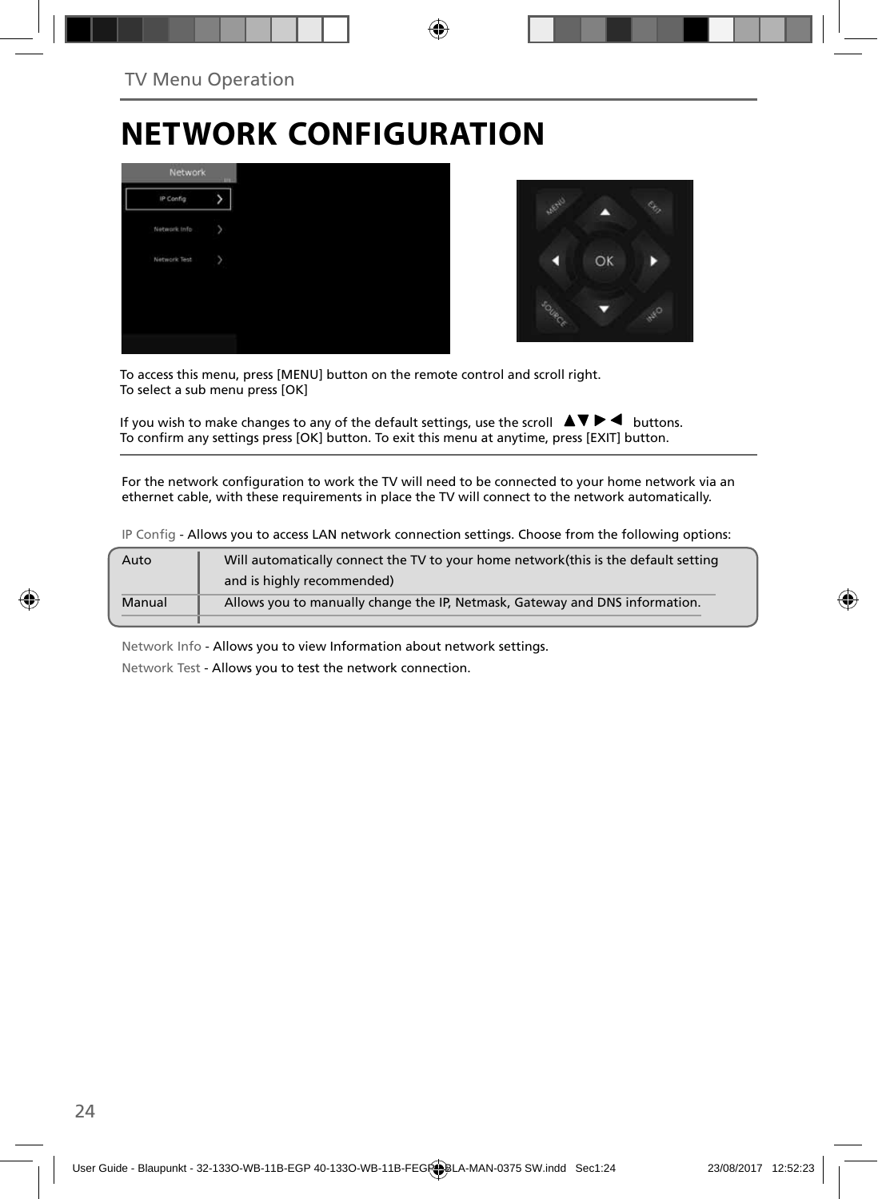# NETWORK CONFIGURATION

To access this menu, press [MENU] button on the remote control and scroll right.
To select a sub menu press [OK]

If you wish to make changes to any of the default settings, use the scroll ▲▼▶◀ buttons.
To confirm any settings press [OK] button. To exit this menu at anytime, press [EXIT] button.

For the network configuration to work the TV will need to be connected to your home network via an ethernet cable, with these requirements in place the TV will connect to the network automatically.

IP Config - Allows you to access LAN network connection settings. Choose from the following options:

| | |
|---|---|
| Auto | Will automatically connect the TV to your home network(this is the default setting and is highly recommended) |
| Manual | Allows you to manually change the IP, Netmask, Gateway and DNS information. |

Network Info - Allows you to view Information about network settings.

Network Test - Allows you to test the network connection.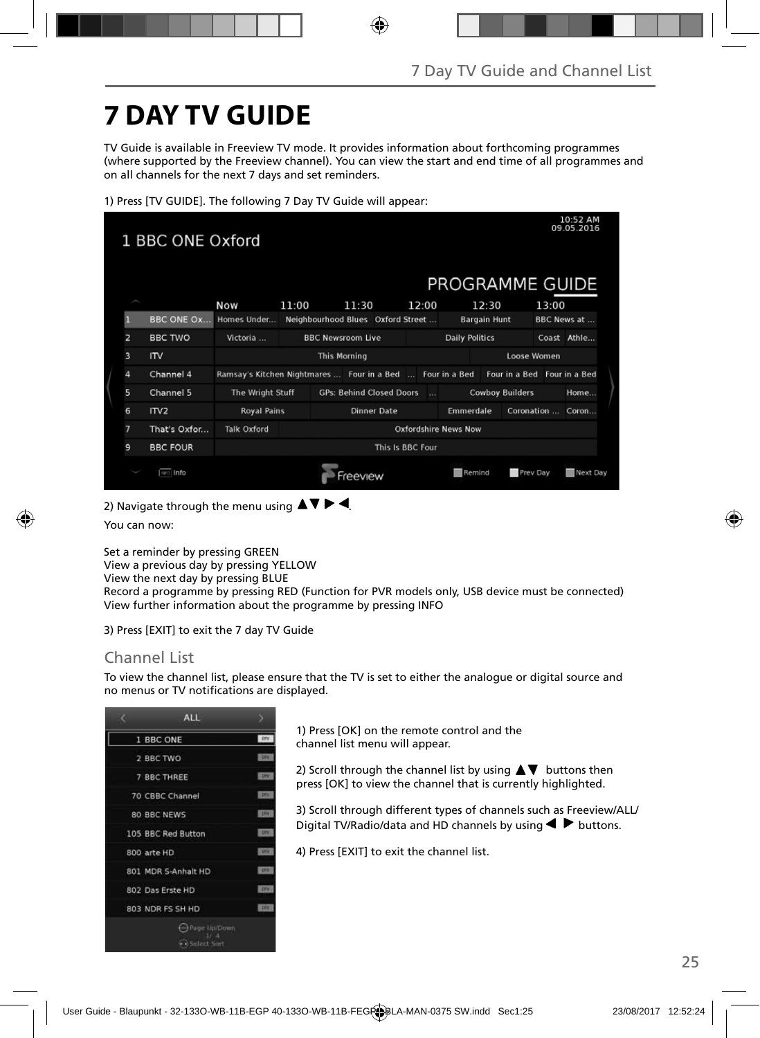# 7 DAY TV GUIDE

TV Guide is available in Freeview TV mode. It provides information about forthcoming programmes (where supported by the Freeview channel). You can view the start and end time of all programmes and on all channels for the next 7 days and set reminders.

1) Press [TV GUIDE]. The following 7 Day TV Guide will appear:

2) Navigate through the menu using ▲▼▶◀.

You can now:

Set a reminder by pressing GREEN
View a previous day by pressing YELLOW
View the next day by pressing BLUE
Record a programme by pressing RED (Function for PVR models only, USB device must be connected)
View further information about the programme by pressing INFO

3) Press [EXIT] to exit the 7 day TV Guide

## Channel List

To view the channel list, please ensure that the TV is set to either the analogue or digital source and no menus or TV notifications are displayed.

1) Press [OK] on the remote control and the channel list menu will appear.

2) Scroll through the channel list by using ▲▼ buttons then press [OK] to view the channel that is currently highlighted.

3) Scroll through different types of channels such as Freeview/ALL/ Digital TV/Radio/data and HD channels by using ◀ ▶ buttons.

4) Press [EXIT] to exit the channel list.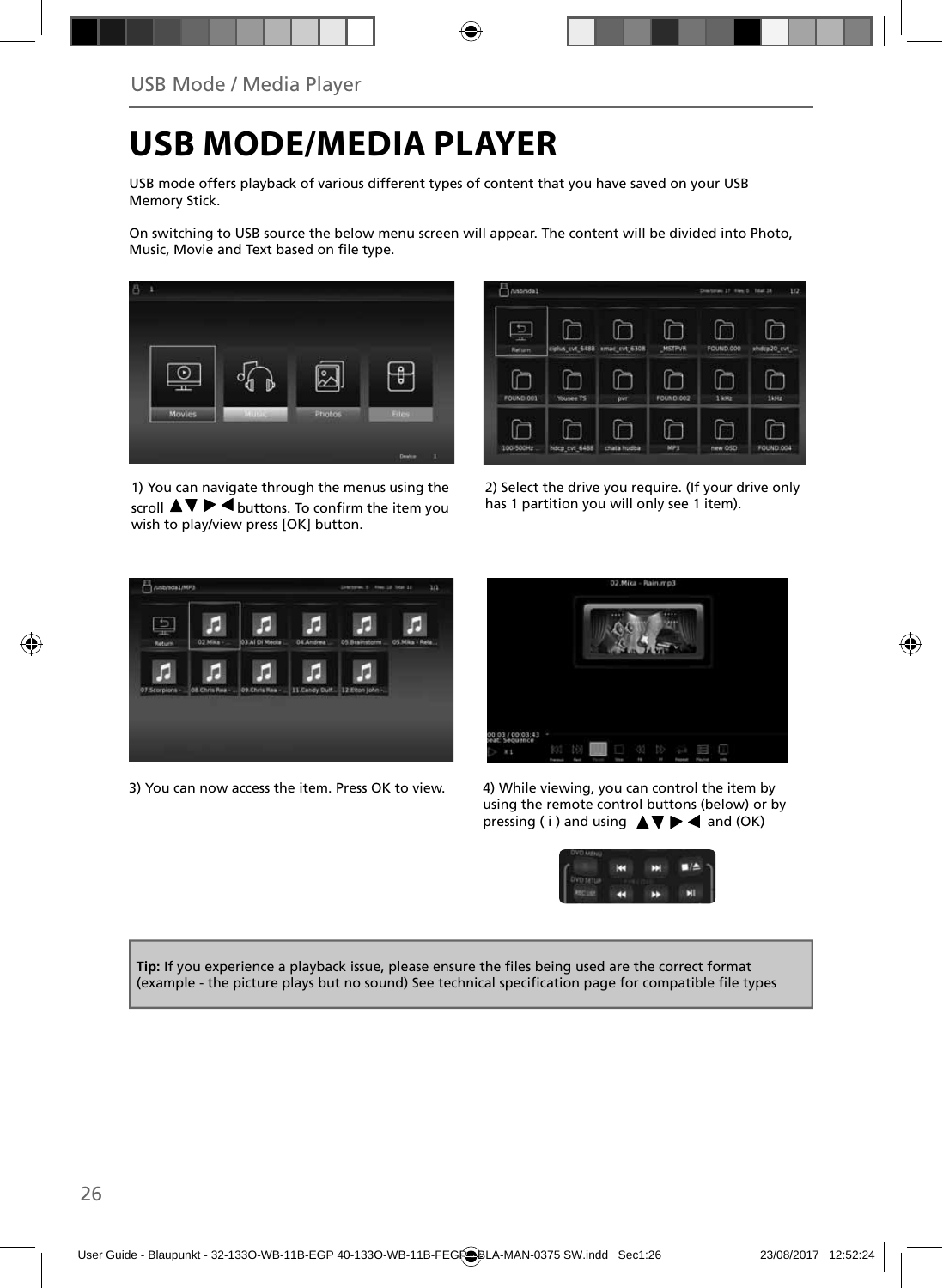# USB MODE/MEDIA PLAYER

USB mode offers playback of various different types of content that you have saved on your USB Memory Stick.

On switching to USB source the below menu screen will appear. The content will be divided into Photo, Music, Movie and Text based on file type.

1) You can navigate through the menus using the scroll ▲▼▶◀ buttons. To confirm the item you wish to play/view press [OK] button.

2) Select the drive you require. (If your drive only has 1 partition you will only see 1 item).

3) You can now access the item. Press OK to view.

4) While viewing, you can control the item by using the remote control buttons (below) or by pressing ( i ) and using ▲▼▶◀ and (OK)

**Tip:** If you experience a playback issue, please ensure the files being used are the correct format (example - the picture plays but no sound) See technical specification page for compatible file types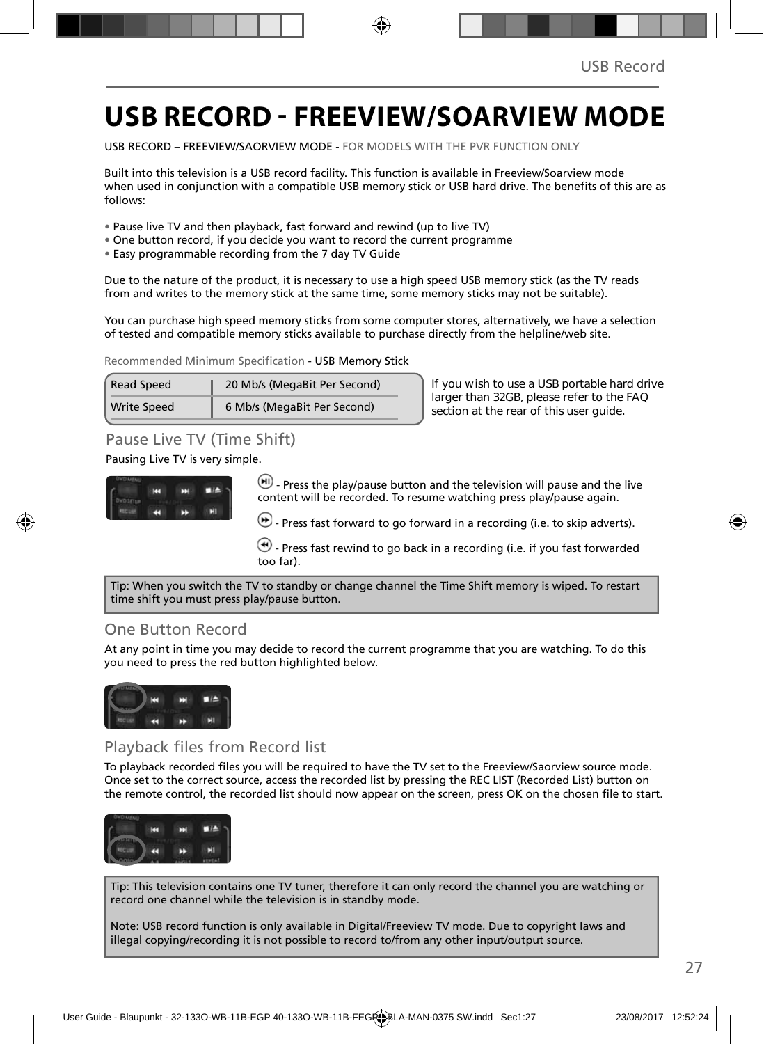# USB RECORD - FREEVIEW/SOARVIEW MODE

USB RECORD – FREEVIEW/SAORVIEW MODE - FOR MODELS WITH THE PVR FUNCTION ONLY

Built into this television is a USB record facility. This function is available in Freeview/Soarview mode when used in conjunction with a compatible USB memory stick or USB hard drive. The benefits of this are as follows:

- Pause live TV and then playback, fast forward and rewind (up to live TV)
- One button record, if you decide you want to record the current programme
- Easy programmable recording from the 7 day TV Guide

Due to the nature of the product, it is necessary to use a high speed USB memory stick (as the TV reads from and writes to the memory stick at the same time, some memory sticks may not be suitable).

You can purchase high speed memory sticks from some computer stores, alternatively, we have a selection of tested and compatible memory sticks available to purchase directly from the helpline/web site.

Recommended Minimum Specification - USB Memory Stick

| Read Speed | 20 Mb/s (MegaBit Per Second) |
|---|---|
| Write Speed | 6 Mb/s (MegaBit Per Second) |

If you wish to use a USB portable hard drive larger than 32GB, please refer to the FAQ section at the rear of this user guide.

## Pause Live TV (Time Shift)

Pausing Live TV is very simple.

- Press the play/pause button and the television will pause and the live content will be recorded. To resume watching press play/pause again.

- Press fast forward to go forward in a recording (i.e. to skip adverts).

- Press fast rewind to go back in a recording (i.e. if you fast forwarded too far).

Tip: When you switch the TV to standby or change channel the Time Shift memory is wiped. To restart time shift you must press play/pause button.

## One Button Record

At any point in time you may decide to record the current programme that you are watching. To do this you need to press the red button highlighted below.

## Playback files from Record list

To playback recorded files you will be required to have the TV set to the Freeview/Saorview source mode. Once set to the correct source, access the recorded list by pressing the REC LIST (Recorded List) button on the remote control, the recorded list should now appear on the screen, press OK on the chosen file to start.

Tip: This television contains one TV tuner, therefore it can only record the channel you are watching or record one channel while the television is in standby mode.

Note: USB record function is only available in Digital/Freeview TV mode. Due to copyright laws and illegal copying/recording it is not possible to record to/from any other input/output source.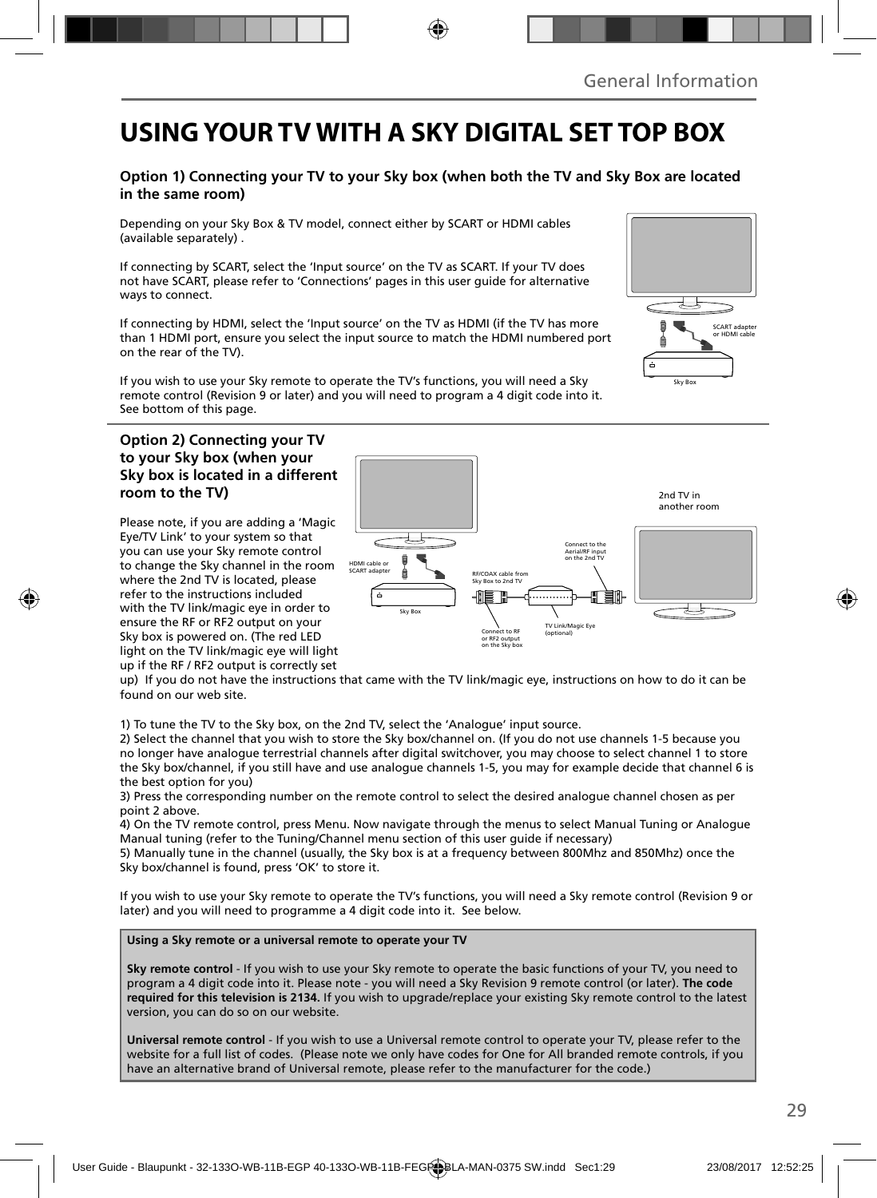# USING YOUR TV WITH A SKY DIGITAL SET TOP BOX

### Option 1) Connecting your TV to your Sky box (when both the TV and Sky Box are located in the same room)

Depending on your Sky Box & TV model, connect either by SCART or HDMI cables (available separately) .

If connecting by SCART, select the 'Input source' on the TV as SCART. If your TV does not have SCART, please refer to 'Connections' pages in this user guide for alternative ways to connect.

If connecting by HDMI, select the 'Input source' on the TV as HDMI (if the TV has more than 1 HDMI port, ensure you select the input source to match the HDMI numbered port on the rear of the TV).

If you wish to use your Sky remote to operate the TV's functions, you will need a Sky remote control (Revision 9 or later) and you will need to program a 4 digit code into it. See bottom of this page.

SCART adapter or HDMI cable

Sky Box

### Option 2) Connecting your TV to your Sky box (when your Sky box is located in a different room to the TV)

2nd TV in another room

HDMI cable or SCART adapter

Sky Box

RF/COAX cable from Sky Box to 2nd TV

Connect to the Aerial/RF input on the 2nd TV

Connect to RF or RF2 output on the Sky box

TV Link/Magic Eye (optional)

Please note, if you are adding a 'Magic Eye/TV Link' to your system so that you can use your Sky remote control to change the Sky channel in the room where the 2nd TV is located, please refer to the instructions included with the TV link/magic eye in order to ensure the RF or RF2 output on your Sky box is powered on. (The red LED light on the TV link/magic eye will light up if the RF / RF2 output is correctly set up) If you do not have the instructions that came with the TV link/magic eye, instructions on how to do it can be found on our web site.

1) To tune the TV to the Sky box, on the 2nd TV, select the 'Analogue' input source.
2) Select the channel that you wish to store the Sky box/channel on. (If you do not use channels 1-5 because you no longer have analogue terrestrial channels after digital switchover, you may choose to select channel 1 to store the Sky box/channel, if you still have and use analogue channels 1-5, you may for example decide that channel 6 is the best option for you)
3) Press the corresponding number on the remote control to select the desired analogue channel chosen as per point 2 above.
4) On the TV remote control, press Menu. Now navigate through the menus to select Manual Tuning or Analogue Manual tuning (refer to the Tuning/Channel menu section of this user guide if necessary)
5) Manually tune in the channel (usually, the Sky box is at a frequency between 800Mhz and 850Mhz) once the Sky box/channel is found, press 'OK' to store it.

If you wish to use your Sky remote to operate the TV's functions, you will need a Sky remote control (Revision 9 or later) and you will need to programme a 4 digit code into it. See below.

**Using a Sky remote or a universal remote to operate your TV**

**Sky remote control** - If you wish to use your Sky remote to operate the basic functions of your TV, you need to program a 4 digit code into it. Please note - you will need a Sky Revision 9 remote control (or later). **The code required for this television is 2134.** If you wish to upgrade/replace your existing Sky remote control to the latest version, you can do so on our website.

**Universal remote control** - If you wish to use a Universal remote control to operate your TV, please refer to the website for a full list of codes. (Please note we only have codes for One for All branded remote controls, if you have an alternative brand of Universal remote, please refer to the manufacturer for the code.)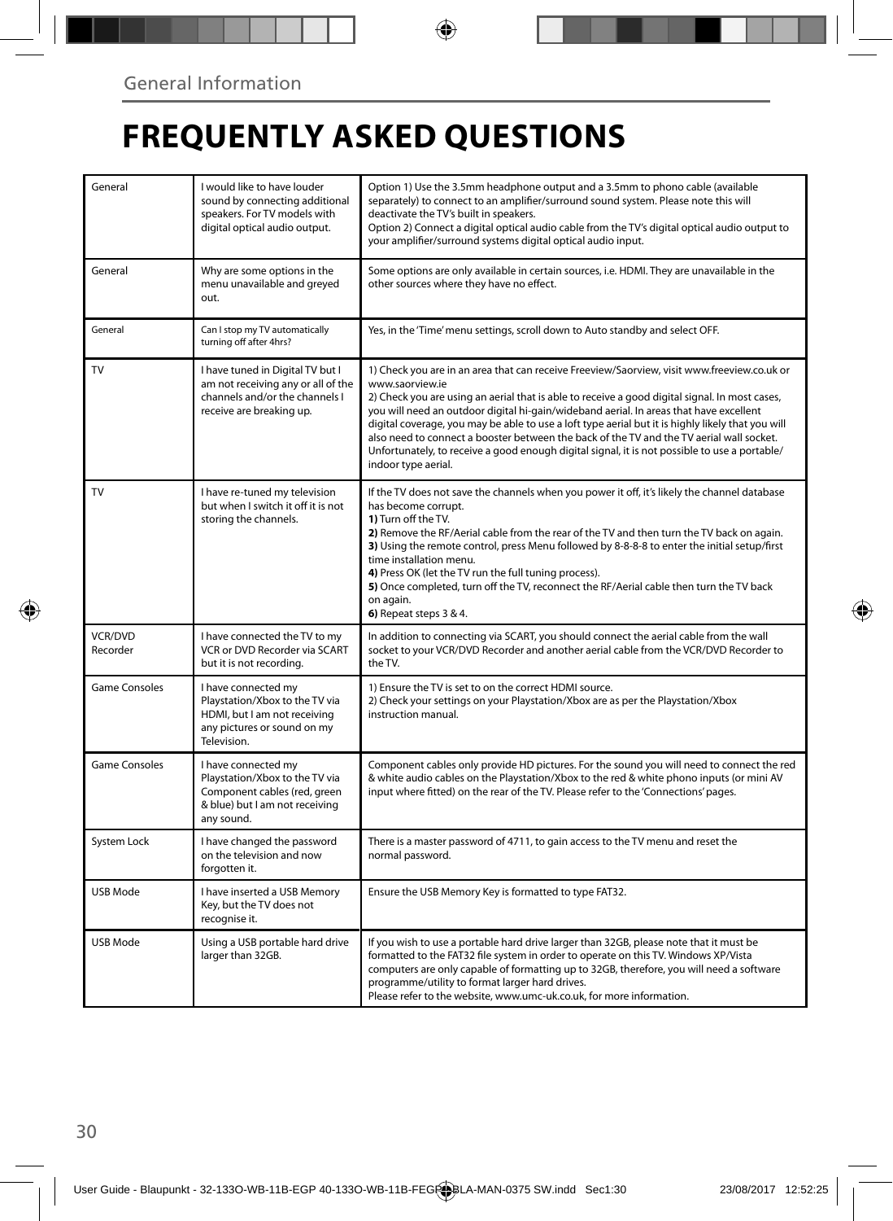General Information

# FREQUENTLY ASKED QUESTIONS

| | | |
|---|---|---|
| General | I would like to have louder sound by connecting additional speakers. For TV models with digital optical audio output. | Option 1) Use the 3.5mm headphone output and a 3.5mm to phono cable (available separately) to connect to an amplifier/surround sound system. Please note this will deactivate the TV's built in speakers.<br>Option 2) Connect a digital optical audio cable from the TV's digital optical audio output to your amplifier/surround systems digital optical audio input. |
| General | Why are some options in the menu unavailable and greyed out. | Some options are only available in certain sources, i.e. HDMI. They are unavailable in the other sources where they have no effect. |
| General | Can I stop my TV automatically turning off after 4hrs? | Yes, in the 'Time' menu settings, scroll down to Auto standby and select OFF. |
| TV | I have tuned in Digital TV but I am not receiving any or all of the channels and/or the channels I receive are breaking up. | 1) Check you are in an area that can receive Freeview/Saorview, visit www.freeview.co.uk or www.saorview.ie<br>2) Check you are using an aerial that is able to receive a good digital signal. In most cases, you will need an outdoor digital hi-gain/wideband aerial. In areas that have excellent digital coverage, you may be able to use a loft type aerial but it is highly likely that you will also need to connect a booster between the back of the TV and the TV aerial wall socket. Unfortunately, to receive a good enough digital signal, it is not possible to use a portable/indoor type aerial. |
| TV | I have re-tuned my television but when I switch it off it is not storing the channels. | If the TV does not save the channels when you power it off, it's likely the channel database has become corrupt.<br>**1)** Turn off the TV.<br>**2)** Remove the RF/Aerial cable from the rear of the TV and then turn the TV back on again.<br>**3)** Using the remote control, press Menu followed by 8-8-8-8 to enter the initial setup/first time installation menu.<br>**4)** Press OK (let the TV run the full tuning process).<br>**5)** Once completed, turn off the TV, reconnect the RF/Aerial cable then turn the TV back on again.<br>**6)** Repeat steps 3 & 4. |
| VCR/DVD Recorder | I have connected the TV to my VCR or DVD Recorder via SCART but it is not recording. | In addition to connecting via SCART, you should connect the aerial cable from the wall socket to your VCR/DVD Recorder and another aerial cable from the VCR/DVD Recorder to the TV. |
| Game Consoles | I have connected my Playstation/Xbox to the TV via HDMI, but I am not receiving any pictures or sound on my Television. | 1) Ensure the TV is set to on the correct HDMI source.<br>2) Check your settings on your Playstation/Xbox are as per the Playstation/Xbox instruction manual. |
| Game Consoles | I have connected my Playstation/Xbox to the TV via Component cables (red, green & blue) but I am not receiving any sound. | Component cables only provide HD pictures. For the sound you will need to connect the red & white audio cables on the Playstation/Xbox to the red & white phono inputs (or mini AV input where fitted) on the rear of the TV. Please refer to the 'Connections' pages. |
| System Lock | I have changed the password on the television and now forgotten it. | There is a master password of 4711, to gain access to the TV menu and reset the normal password. |
| USB Mode | I have inserted a USB Memory Key, but the TV does not recognise it. | Ensure the USB Memory Key is formatted to type FAT32. |
| USB Mode | Using a USB portable hard drive larger than 32GB. | If you wish to use a portable hard drive larger than 32GB, please note that it must be formatted to the FAT32 file system in order to operate on this TV. Windows XP/Vista computers are only capable of formatting up to 32GB, therefore, you will need a software programme/utility to format larger hard drives.<br>Please refer to the website, www.umc-uk.co.uk, for more information. |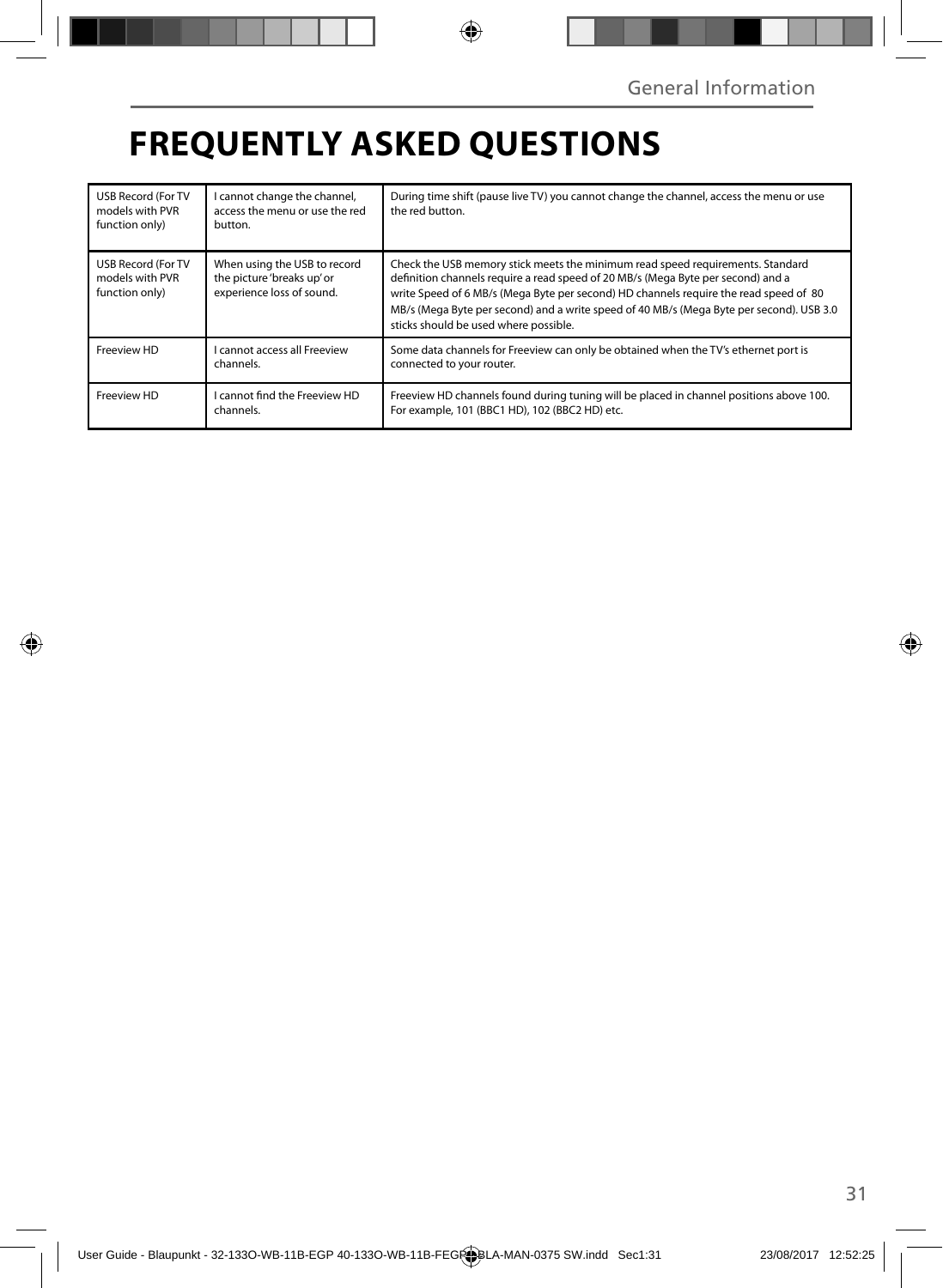# FREQUENTLY ASKED QUESTIONS

| | | |
|---|---|---|
| USB Record (For TV models with PVR function only) | I cannot change the channel, access the menu or use the red button. | During time shift (pause live TV) you cannot change the channel, access the menu or use the red button. |
| USB Record (For TV models with PVR function only) | When using the USB to record the picture 'breaks up' or experience loss of sound. | Check the USB memory stick meets the minimum read speed requirements. Standard definition channels require a read speed of 20 MB/s (Mega Byte per second) and a write Speed of 6 MB/s (Mega Byte per second) HD channels require the read speed of 80 MB/s (Mega Byte per second) and a write speed of 40 MB/s (Mega Byte per second). USB 3.0 sticks should be used where possible. |
| Freeview HD | I cannot access all Freeview channels. | Some data channels for Freeview can only be obtained when the TV's ethernet port is connected to your router. |
| Freeview HD | I cannot find the Freeview HD channels. | Freeview HD channels found during tuning will be placed in channel positions above 100. For example, 101 (BBC1 HD), 102 (BBC2 HD) etc. |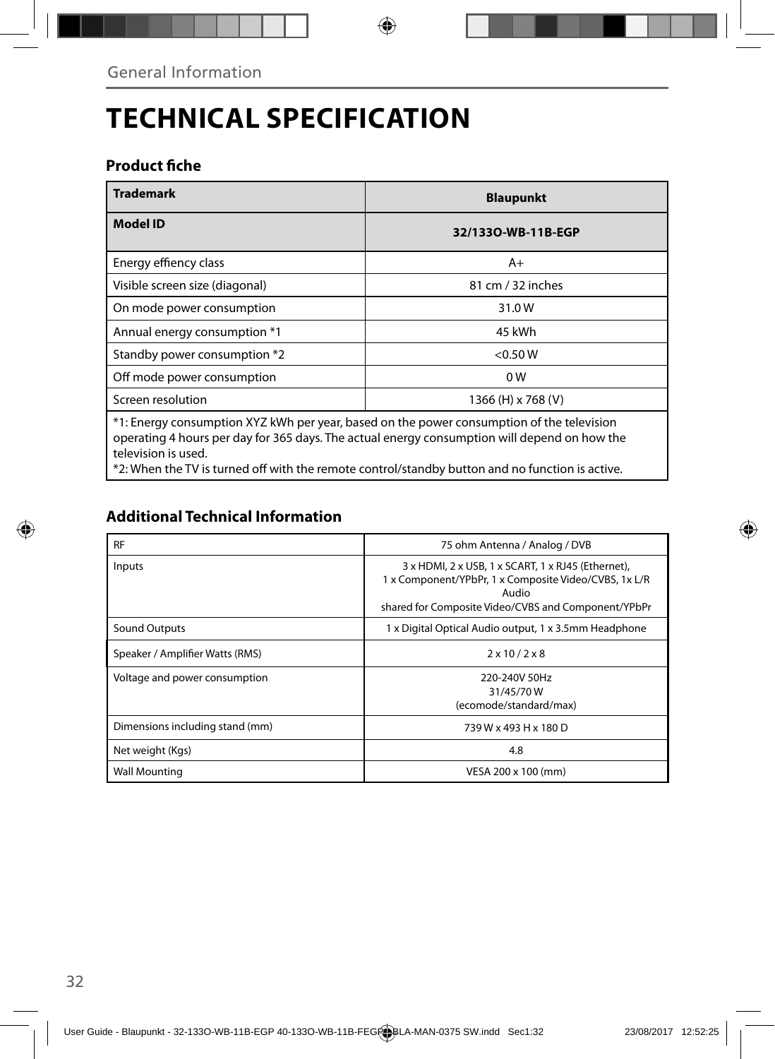# TECHNICAL SPECIFICATION

### Product fiche

| **Trademark** | **Blaupunkt** |
|---|---|
| **Model ID** | **32/133O-WB-11B-EGP** |
| Energy effiency class | A+ |
| Visible screen size (diagonal) | 81 cm / 32 inches |
| On mode power consumption | 31.0 W |
| Annual energy consumption *1 | 45 kWh |
| Standby power consumption *2 | <0.50 W |
| Off mode power consumption | 0 W |
| Screen resolution | 1366 (H) x 768 (V) |

*1: Energy consumption XYZ kWh per year, based on the power consumption of the television operating 4 hours per day for 365 days. The actual energy consumption will depend on how the television is used.
*2: When the TV is turned off with the remote control/standby button and no function is active.

### Additional Technical Information

| | |
|---|---|
| RF | 75 ohm Antenna / Analog / DVB |
| Inputs | 3 x HDMI, 2 x USB, 1 x SCART, 1 x RJ45 (Ethernet), 1 x Component/YPbPr, 1 x Composite Video/CVBS, 1x L/R Audio shared for Composite Video/CVBS and Component/YPbPr |
| Sound Outputs | 1 x Digital Optical Audio output, 1 x 3.5mm Headphone |
| Speaker / Amplifier Watts (RMS) | 2 x 10 / 2 x 8 |
| Voltage and power consumption | 220-240V 50Hz 31/45/70 W (ecomode/standard/max) |
| Dimensions including stand (mm) | 739 W x 493 H x 180 D |
| Net weight (Kgs) | 4.8 |
| Wall Mounting | VESA 200 x 100 (mm) |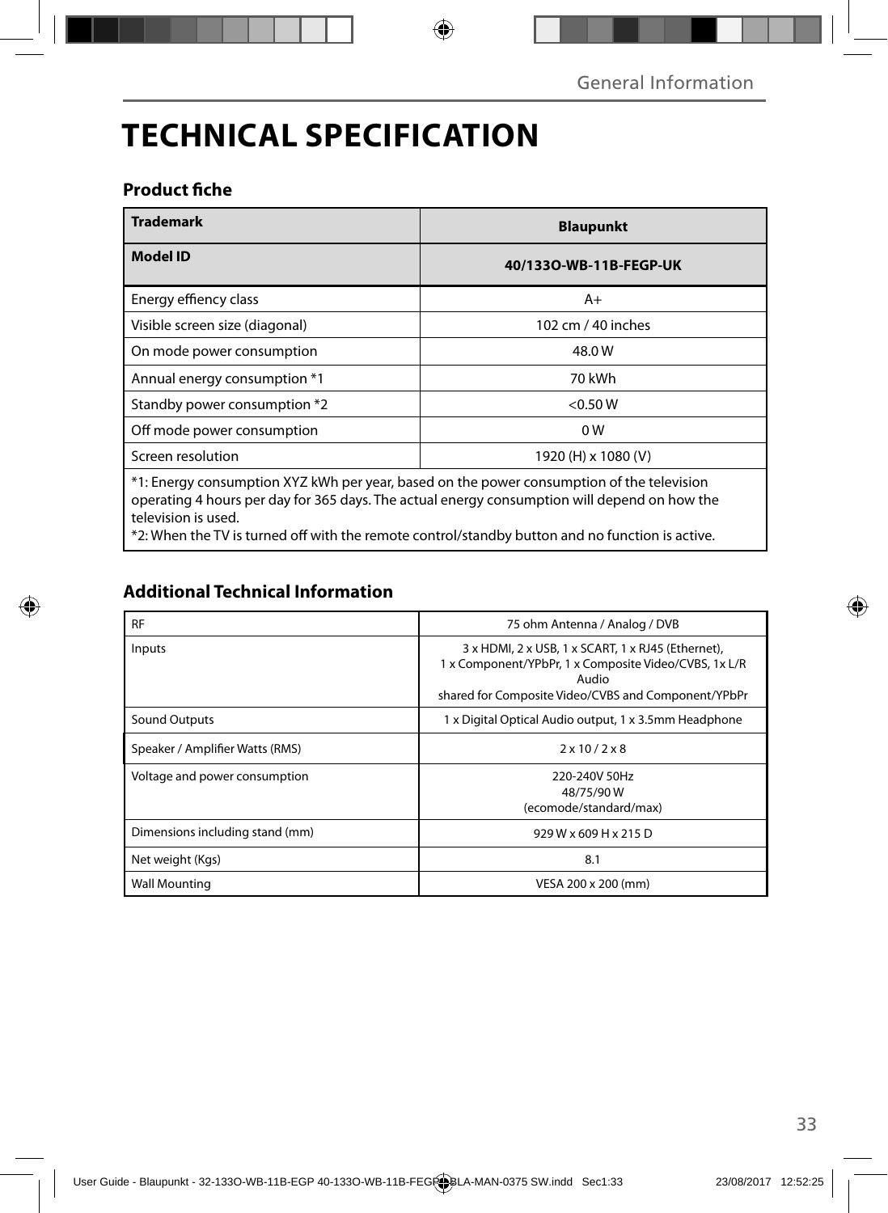# TECHNICAL SPECIFICATION

### Product fiche

| Trademark | Blaupunkt |
|---|---|
| **Model ID** | **40/133O-WB-11B-FEGP-UK** |
| Energy effiency class | A+ |
| Visible screen size (diagonal) | 102 cm / 40 inches |
| On mode power consumption | 48.0 W |
| Annual energy consumption *1 | 70 kWh |
| Standby power consumption *2 | <0.50 W |
| Off mode power consumption | 0 W |
| Screen resolution | 1920 (H) x 1080 (V) |

*1: Energy consumption XYZ kWh per year, based on the power consumption of the television operating 4 hours per day for 365 days. The actual energy consumption will depend on how the television is used.
*2: When the TV is turned off with the remote control/standby button and no function is active.

### Additional Technical Information

| RF | 75 ohm Antenna / Analog / DVB |
|---|---|
| Inputs | 3 x HDMI, 2 x USB, 1 x SCART, 1 x RJ45 (Ethernet), 1 x Component/YPbPr, 1 x Composite Video/CVBS, 1x L/R Audio shared for Composite Video/CVBS and Component/YPbPr |
| Sound Outputs | 1 x Digital Optical Audio output, 1 x 3.5mm Headphone |
| Speaker / Amplifier Watts (RMS) | 2 x 10 / 2 x 8 |
| Voltage and power consumption | 220-240V 50Hz 48/75/90 W (ecomode/standard/max) |
| Dimensions including stand (mm) | 929 W x 609 H x 215 D |
| Net weight (Kgs) | 8.1 |
| Wall Mounting | VESA 200 x 200 (mm) |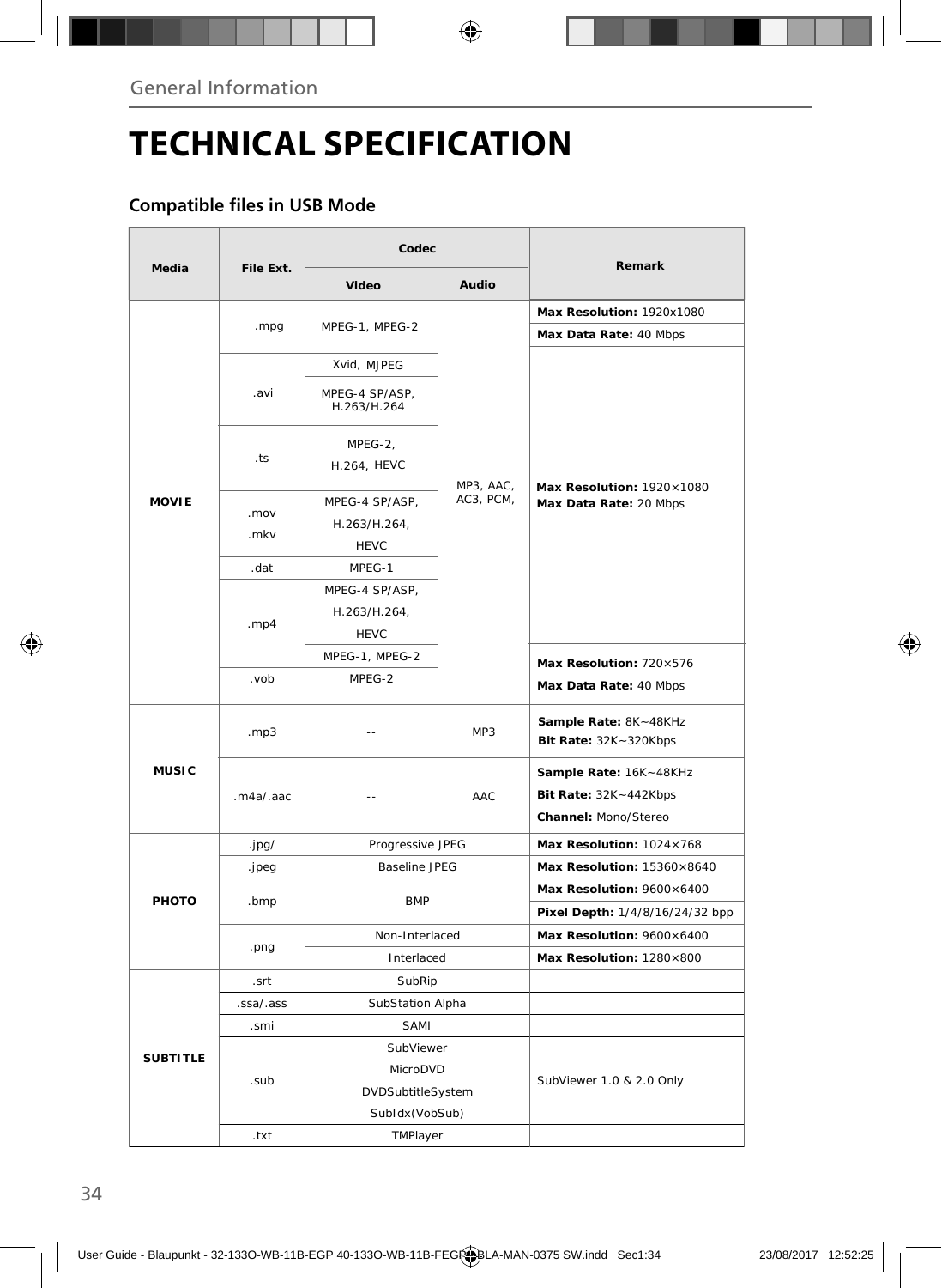## TECHNICAL SPECIFICATION

### Compatible files in USB Mode

| Media | File Ext. | Codec | | Remark |
|---|---|---|---|---|
| | | Video | Audio | |
| MOVIE | .mpg | MPEG-1, MPEG-2 | MP3, AAC, AC3, PCM, | **Max Resolution:** 1920x1080<br>**Max Data Rate:** 40 Mbps |
| | .avi | Xvid, MJPEG | | **Max Resolution:** 1920×1080<br>**Max Data Rate:** 20 Mbps |
| | | MPEG-4 SP/ASP, H.263/H.264 | | |
| | .ts | MPEG-2, H.264, HEVC | | |
| | .mov .mkv | MPEG-4 SP/ASP, H.263/H.264, HEVC | | |
| | .dat | MPEG-1 | | |
| | .mp4 | MPEG-4 SP/ASP, H.263/H.264, HEVC | | |
| | | MPEG-1, MPEG-2 | | **Max Resolution:** 720×576<br>**Max Data Rate:** 40 Mbps |
| | .vob | MPEG-2 | | |
| MUSIC | .mp3 | -- | MP3 | **Sample Rate:** 8K~48KHz<br>**Bit Rate:** 32K~320Kbps |
| | .m4a/.aac | -- | AAC | **Sample Rate:** 16K~48KHz<br>**Bit Rate:** 32K~442Kbps<br>**Channel:** Mono/Stereo |
| PHOTO | .jpg/ | Progressive JPEG | | **Max Resolution:** 1024×768 |
| | .jpeg | Baseline JPEG | | **Max Resolution:** 15360×8640 |
| | .bmp | BMP | | **Max Resolution:** 9600×6400<br>**Pixel Depth:** 1/4/8/16/24/32 bpp |
| | .png | Non-Interlaced | | **Max Resolution:** 9600×6400 |
| | | Interlaced | | **Max Resolution:** 1280×800 |
| SUBTITLE | .srt | SubRip | | |
| | .ssa/.ass | SubStation Alpha | | |
| | .smi | SAMI | | |
| | .sub | SubViewer<br>MicroDVD<br>DVDSubtitleSystem<br>SubIdx(VobSub) | | SubViewer 1.0 & 2.0 Only |
| | .txt | TMPlayer | | |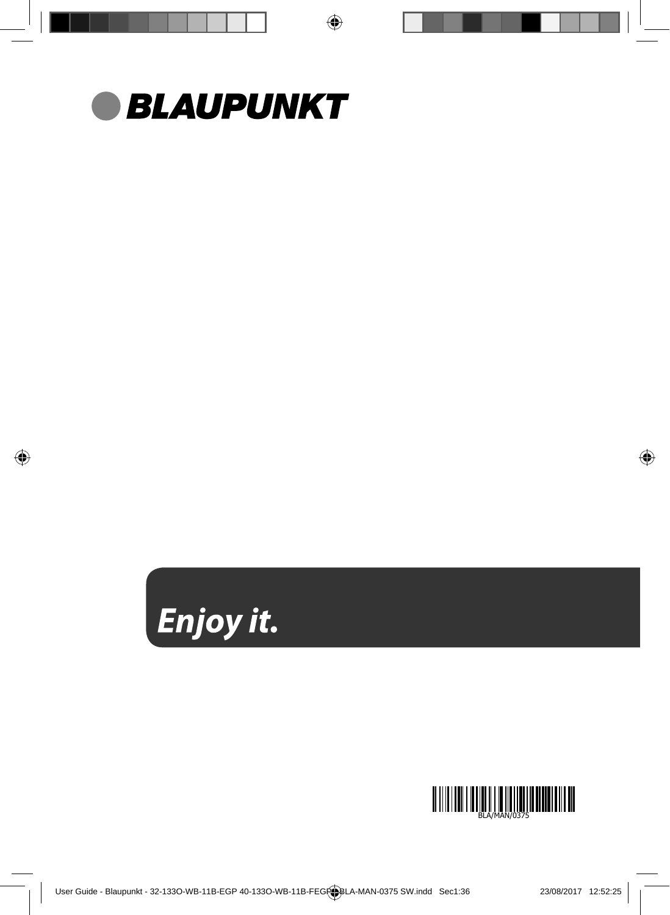BLAUPUNKT

Enjoy it.

BLA/MAN/0375